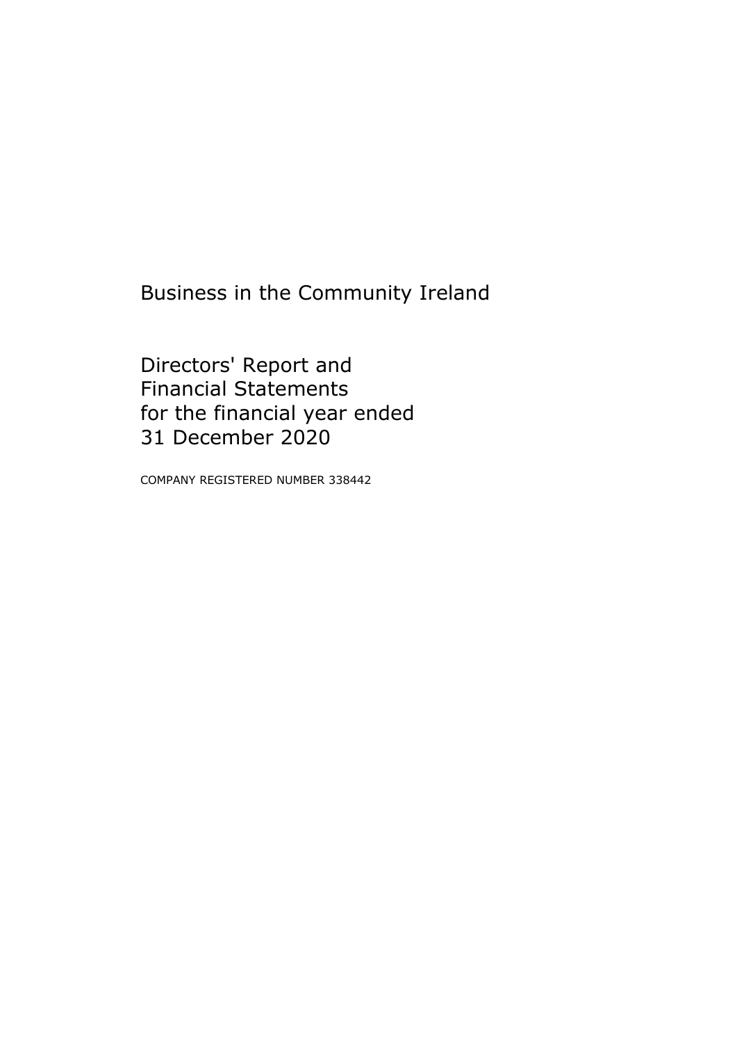# Business in the Community Ireland

## Directors' Report and Financial Statements for the financial year ended 31 December 2020

COMPANY REGISTERED NUMBER 338442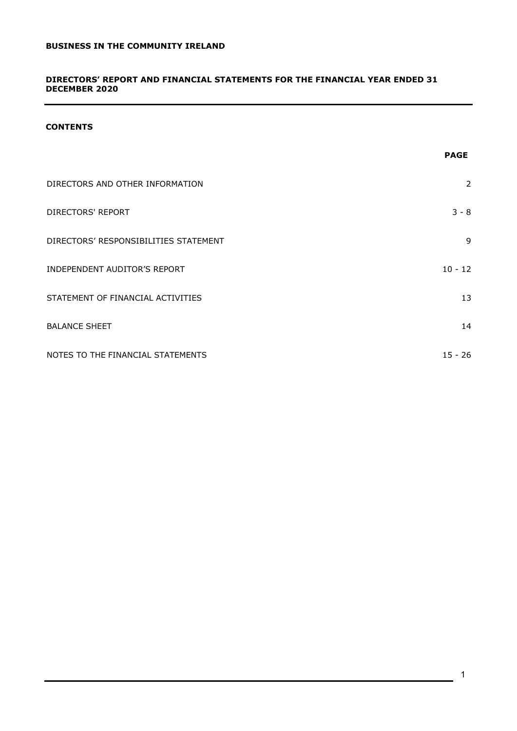**BUSINESS IN THE COMMUNITY IRELAND**

**DIRECTORS' REPORT AND FINANCIAL STATEMENTS FOR THE FINANCIAL YEAR ENDED 31 DECEMBER 2020**

**CONTENTS**

| | **PAGE** |
|---|---|
| DIRECTORS AND OTHER INFORMATION | 2 |
| DIRECTORS' REPORT | 3 - 8 |
| DIRECTORS' RESPONSIBILITIES STATEMENT | 9 |
| INDEPENDENT AUDITOR'S REPORT | 10 - 12 |
| STATEMENT OF FINANCIAL ACTIVITIES | 13 |
| BALANCE SHEET | 14 |
| NOTES TO THE FINANCIAL STATEMENTS | 15 - 26 |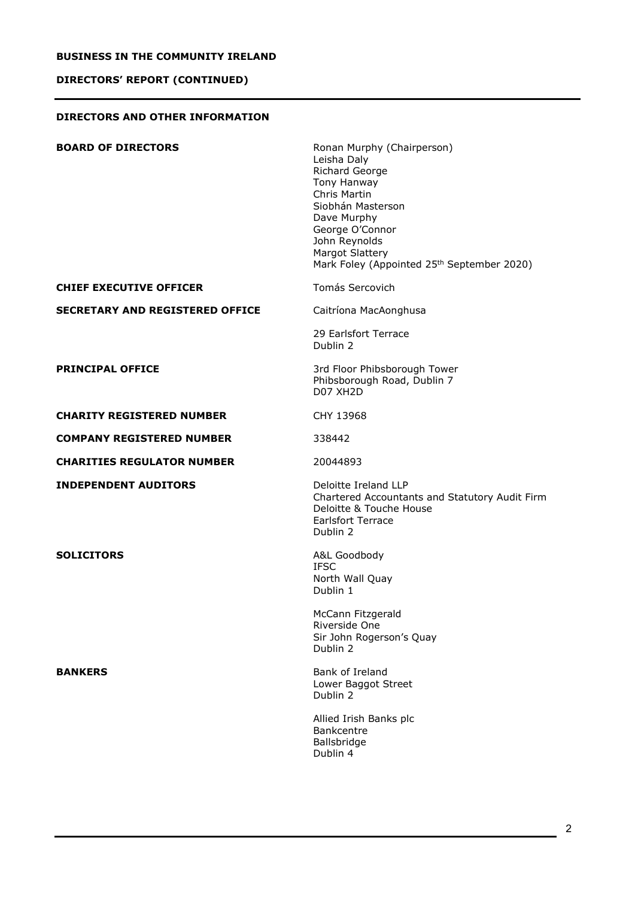**BUSINESS IN THE COMMUNITY IRELAND**

**DIRECTORS' REPORT (CONTINUED)**

## DIRECTORS AND OTHER INFORMATION

| | |
|---|---|
| **BOARD OF DIRECTORS** | Ronan Murphy (Chairperson)<br>Leisha Daly<br>Richard George<br>Tony Hanway<br>Chris Martin<br>Siobhán Masterson<br>Dave Murphy<br>George O'Connor<br>John Reynolds<br>Margot Slattery<br>Mark Foley (Appointed 25th September 2020) |
| **CHIEF EXECUTIVE OFFICER** | Tomás Sercovich |
| **SECRETARY AND REGISTERED OFFICE** | Caitríona MacAonghusa<br><br>29 Earlsfort Terrace<br>Dublin 2 |
| **PRINCIPAL OFFICE** | 3rd Floor Phibsborough Tower<br>Phibsborough Road, Dublin 7<br>D07 XH2D |
| **CHARITY REGISTERED NUMBER** | CHY 13968 |
| **COMPANY REGISTERED NUMBER** | 338442 |
| **CHARITIES REGULATOR NUMBER** | 20044893 |
| **INDEPENDENT AUDITORS** | Deloitte Ireland LLP<br>Chartered Accountants and Statutory Audit Firm<br>Deloitte & Touche House<br>Earlsfort Terrace<br>Dublin 2 |
| **SOLICITORS** | A&L Goodbody<br>IFSC<br>North Wall Quay<br>Dublin 1<br><br>McCann Fitzgerald<br>Riverside One<br>Sir John Rogerson's Quay<br>Dublin 2 |
| **BANKERS** | Bank of Ireland<br>Lower Baggot Street<br>Dublin 2<br><br>Allied Irish Banks plc<br>Bankcentre<br>Ballsbridge<br>Dublin 4 |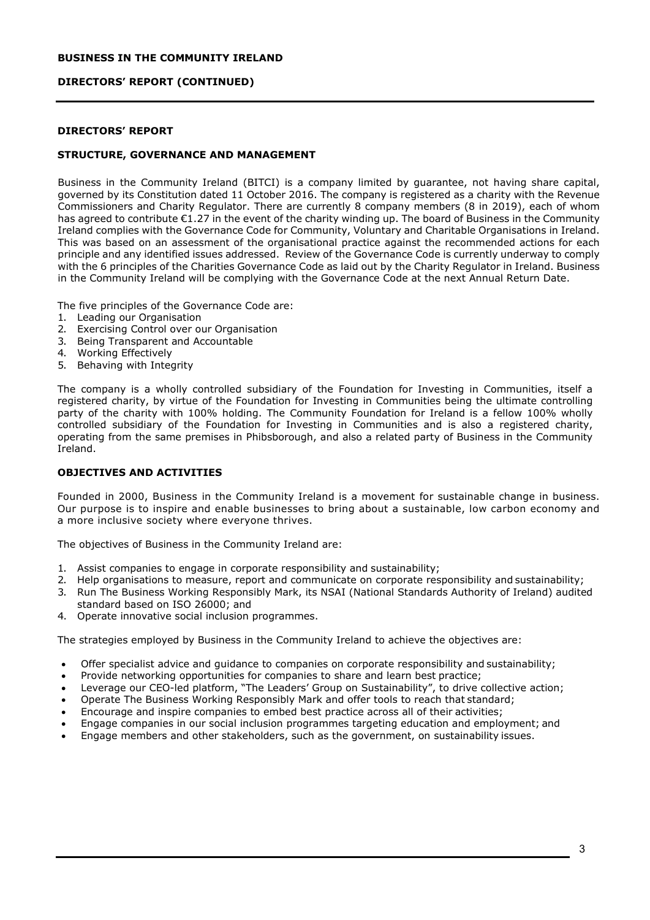# DIRECTORS' REPORT

## STRUCTURE, GOVERNANCE AND MANAGEMENT

Business in the Community Ireland (BITCI) is a company limited by guarantee, not having share capital, governed by its Constitution dated 11 October 2016. The company is registered as a charity with the Revenue Commissioners and Charity Regulator. There are currently 8 company members (8 in 2019), each of whom has agreed to contribute €1.27 in the event of the charity winding up. The board of Business in the Community Ireland complies with the Governance Code for Community, Voluntary and Charitable Organisations in Ireland. This was based on an assessment of the organisational practice against the recommended actions for each principle and any identified issues addressed. Review of the Governance Code is currently underway to comply with the 6 principles of the Charities Governance Code as laid out by the Charity Regulator in Ireland. Business in the Community Ireland will be complying with the Governance Code at the next Annual Return Date.

The five principles of the Governance Code are:

1. Leading our Organisation
2. Exercising Control over our Organisation
3. Being Transparent and Accountable
4. Working Effectively
5. Behaving with Integrity

The company is a wholly controlled subsidiary of the Foundation for Investing in Communities, itself a registered charity, by virtue of the Foundation for Investing in Communities being the ultimate controlling party of the charity with 100% holding. The Community Foundation for Ireland is a fellow 100% wholly controlled subsidiary of the Foundation for Investing in Communities and is also a registered charity, operating from the same premises in Phibsborough, and also a related party of Business in the Community Ireland.

## OBJECTIVES AND ACTIVITIES

Founded in 2000, Business in the Community Ireland is a movement for sustainable change in business. Our purpose is to inspire and enable businesses to bring about a sustainable, low carbon economy and a more inclusive society where everyone thrives.

The objectives of Business in the Community Ireland are:

1. Assist companies to engage in corporate responsibility and sustainability;
2. Help organisations to measure, report and communicate on corporate responsibility and sustainability;
3. Run The Business Working Responsibly Mark, its NSAI (National Standards Authority of Ireland) audited standard based on ISO 26000; and
4. Operate innovative social inclusion programmes.

The strategies employed by Business in the Community Ireland to achieve the objectives are:

- Offer specialist advice and guidance to companies on corporate responsibility and sustainability;
- Provide networking opportunities for companies to share and learn best practice;
- Leverage our CEO-led platform, "The Leaders' Group on Sustainability", to drive collective action;
- Operate The Business Working Responsibly Mark and offer tools to reach that standard;
- Encourage and inspire companies to embed best practice across all of their activities;
- Engage companies in our social inclusion programmes targeting education and employment; and
- Engage members and other stakeholders, such as the government, on sustainability issues.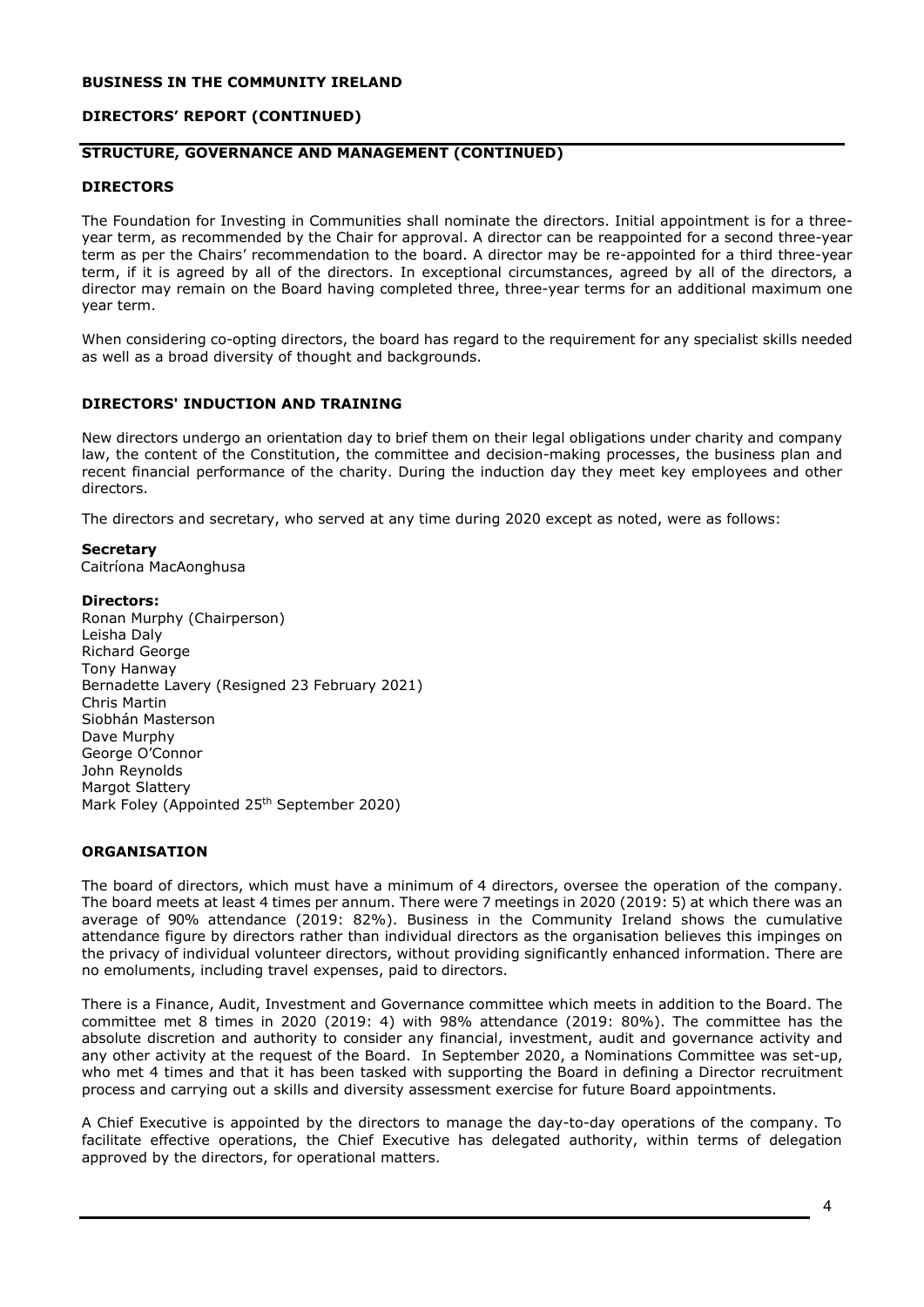**BUSINESS IN THE COMMUNITY IRELAND**

**DIRECTORS' REPORT (CONTINUED)**

**STRUCTURE, GOVERNANCE AND MANAGEMENT (CONTINUED)**

## DIRECTORS

The Foundation for Investing in Communities shall nominate the directors. Initial appointment is for a three-year term, as recommended by the Chair for approval. A director can be reappointed for a second three-year term as per the Chairs' recommendation to the board. A director may be re-appointed for a third three-year term, if it is agreed by all of the directors. In exceptional circumstances, agreed by all of the directors, a director may remain on the Board having completed three, three-year terms for an additional maximum one year term.

When considering co-opting directors, the board has regard to the requirement for any specialist skills needed as well as a broad diversity of thought and backgrounds.

## DIRECTORS' INDUCTION AND TRAINING

New directors undergo an orientation day to brief them on their legal obligations under charity and company law, the content of the Constitution, the committee and decision-making processes, the business plan and recent financial performance of the charity. During the induction day they meet key employees and other directors.

The directors and secretary, who served at any time during 2020 except as noted, were as follows:

**Secretary**
Caitríona MacAonghusa

**Directors:**
Ronan Murphy (Chairperson)
Leisha Daly
Richard George
Tony Hanway
Bernadette Lavery (Resigned 23 February 2021)
Chris Martin
Siobhán Masterson
Dave Murphy
George O'Connor
John Reynolds
Margot Slattery
Mark Foley (Appointed 25th September 2020)

## ORGANISATION

The board of directors, which must have a minimum of 4 directors, oversee the operation of the company. The board meets at least 4 times per annum. There were 7 meetings in 2020 (2019: 5) at which there was an average of 90% attendance (2019: 82%). Business in the Community Ireland shows the cumulative attendance figure by directors rather than individual directors as the organisation believes this impinges on the privacy of individual volunteer directors, without providing significantly enhanced information. There are no emoluments, including travel expenses, paid to directors.

There is a Finance, Audit, Investment and Governance committee which meets in addition to the Board. The committee met 8 times in 2020 (2019: 4) with 98% attendance (2019: 80%). The committee has the absolute discretion and authority to consider any financial, investment, audit and governance activity and any other activity at the request of the Board. In September 2020, a Nominations Committee was set-up, who met 4 times and that it has been tasked with supporting the Board in defining a Director recruitment process and carrying out a skills and diversity assessment exercise for future Board appointments.

A Chief Executive is appointed by the directors to manage the day-to-day operations of the company. To facilitate effective operations, the Chief Executive has delegated authority, within terms of delegation approved by the directors, for operational matters.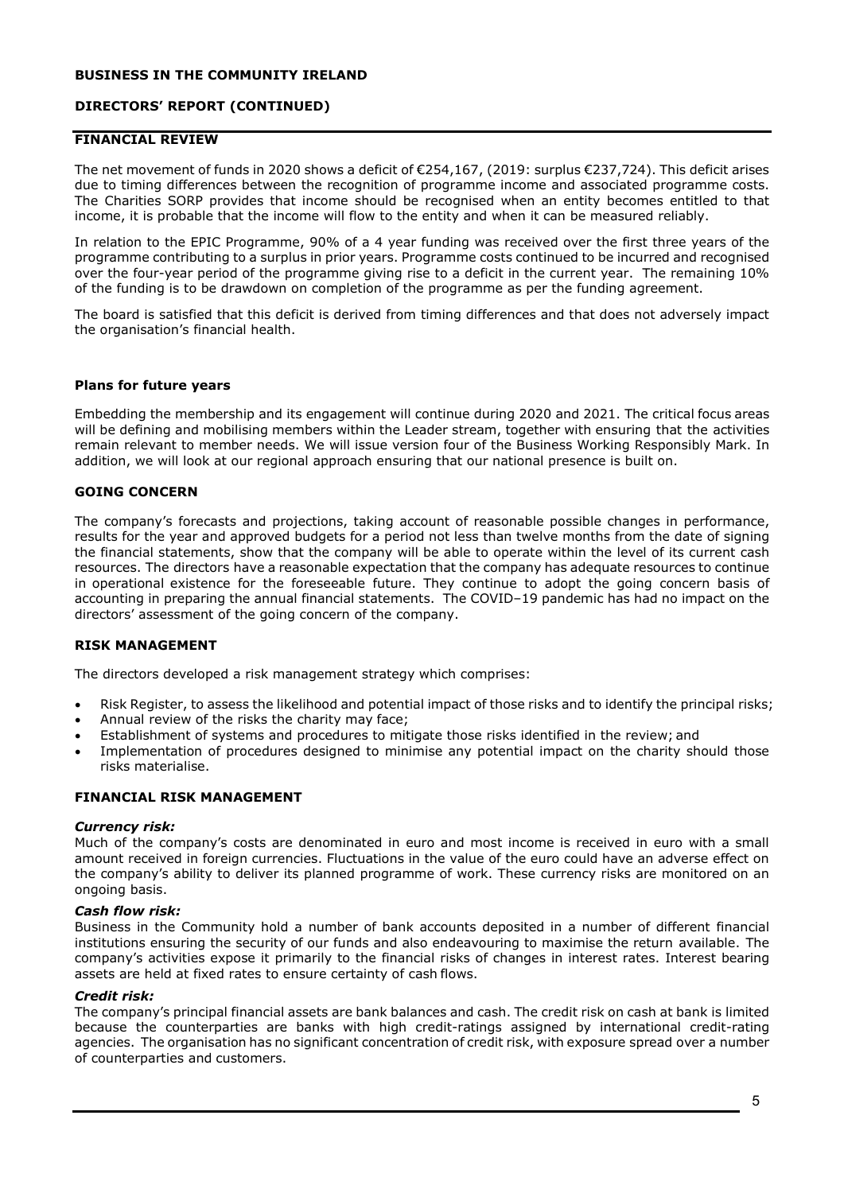**BUSINESS IN THE COMMUNITY IRELAND**

**DIRECTORS' REPORT (CONTINUED)**

## FINANCIAL REVIEW

The net movement of funds in 2020 shows a deficit of €254,167, (2019: surplus €237,724). This deficit arises due to timing differences between the recognition of programme income and associated programme costs. The Charities SORP provides that income should be recognised when an entity becomes entitled to that income, it is probable that the income will flow to the entity and when it can be measured reliably.

In relation to the EPIC Programme, 90% of a 4 year funding was received over the first three years of the programme contributing to a surplus in prior years. Programme costs continued to be incurred and recognised over the four-year period of the programme giving rise to a deficit in the current year. The remaining 10% of the funding is to be drawdown on completion of the programme as per the funding agreement.

The board is satisfied that this deficit is derived from timing differences and that does not adversely impact the organisation's financial health.

### Plans for future years

Embedding the membership and its engagement will continue during 2020 and 2021. The critical focus areas will be defining and mobilising members within the Leader stream, together with ensuring that the activities remain relevant to member needs. We will issue version four of the Business Working Responsibly Mark. In addition, we will look at our regional approach ensuring that our national presence is built on.

## GOING CONCERN

The company's forecasts and projections, taking account of reasonable possible changes in performance, results for the year and approved budgets for a period not less than twelve months from the date of signing the financial statements, show that the company will be able to operate within the level of its current cash resources. The directors have a reasonable expectation that the company has adequate resources to continue in operational existence for the foreseeable future. They continue to adopt the going concern basis of accounting in preparing the annual financial statements. The COVID–19 pandemic has had no impact on the directors' assessment of the going concern of the company.

## RISK MANAGEMENT

The directors developed a risk management strategy which comprises:

- Risk Register, to assess the likelihood and potential impact of those risks and to identify the principal risks;
- Annual review of the risks the charity may face;
- Establishment of systems and procedures to mitigate those risks identified in the review; and
- Implementation of procedures designed to minimise any potential impact on the charity should those risks materialise.

## FINANCIAL RISK MANAGEMENT

***Currency risk:***

Much of the company's costs are denominated in euro and most income is received in euro with a small amount received in foreign currencies. Fluctuations in the value of the euro could have an adverse effect on the company's ability to deliver its planned programme of work. These currency risks are monitored on an ongoing basis.

***Cash flow risk:***

Business in the Community hold a number of bank accounts deposited in a number of different financial institutions ensuring the security of our funds and also endeavouring to maximise the return available. The company's activities expose it primarily to the financial risks of changes in interest rates. Interest bearing assets are held at fixed rates to ensure certainty of cash flows.

***Credit risk:***

The company's principal financial assets are bank balances and cash. The credit risk on cash at bank is limited because the counterparties are banks with high credit-ratings assigned by international credit-rating agencies. The organisation has no significant concentration of credit risk, with exposure spread over a number of counterparties and customers.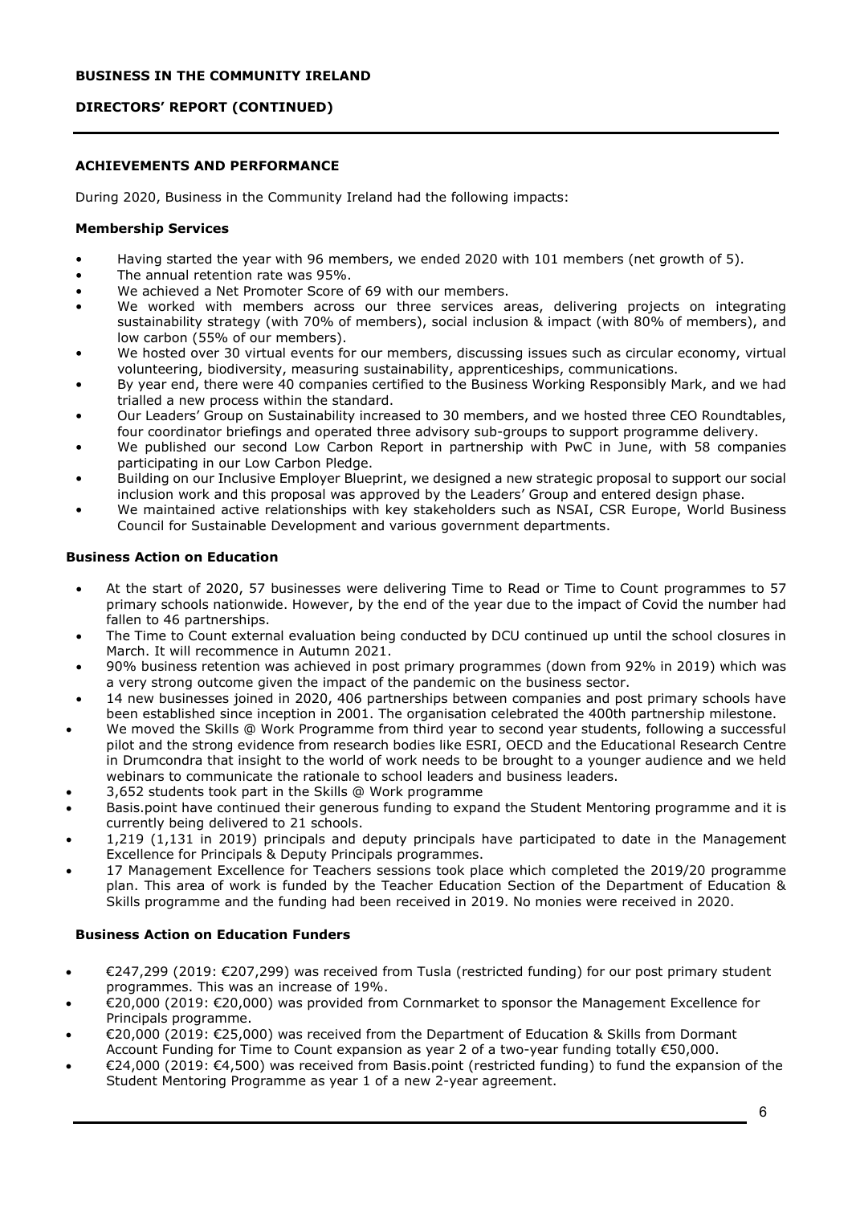## ACHIEVEMENTS AND PERFORMANCE

During 2020, Business in the Community Ireland had the following impacts:

### Membership Services

- Having started the year with 96 members, we ended 2020 with 101 members (net growth of 5).
- The annual retention rate was 95%.
- We achieved a Net Promoter Score of 69 with our members.
- We worked with members across our three services areas, delivering projects on integrating sustainability strategy (with 70% of members), social inclusion & impact (with 80% of members), and low carbon (55% of our members).
- We hosted over 30 virtual events for our members, discussing issues such as circular economy, virtual volunteering, biodiversity, measuring sustainability, apprenticeships, communications.
- By year end, there were 40 companies certified to the Business Working Responsibly Mark, and we had trialled a new process within the standard.
- Our Leaders' Group on Sustainability increased to 30 members, and we hosted three CEO Roundtables, four coordinator briefings and operated three advisory sub-groups to support programme delivery.
- We published our second Low Carbon Report in partnership with PwC in June, with 58 companies participating in our Low Carbon Pledge.
- Building on our Inclusive Employer Blueprint, we designed a new strategic proposal to support our social inclusion work and this proposal was approved by the Leaders' Group and entered design phase.
- We maintained active relationships with key stakeholders such as NSAI, CSR Europe, World Business Council for Sustainable Development and various government departments.

### Business Action on Education

- At the start of 2020, 57 businesses were delivering Time to Read or Time to Count programmes to 57 primary schools nationwide. However, by the end of the year due to the impact of Covid the number had fallen to 46 partnerships.
- The Time to Count external evaluation being conducted by DCU continued up until the school closures in March. It will recommence in Autumn 2021.
- 90% business retention was achieved in post primary programmes (down from 92% in 2019) which was a very strong outcome given the impact of the pandemic on the business sector.
- 14 new businesses joined in 2020, 406 partnerships between companies and post primary schools have been established since inception in 2001. The organisation celebrated the 400th partnership milestone.
- We moved the Skills @ Work Programme from third year to second year students, following a successful pilot and the strong evidence from research bodies like ESRI, OECD and the Educational Research Centre in Drumcondra that insight to the world of work needs to be brought to a younger audience and we held webinars to communicate the rationale to school leaders and business leaders.
- 3,652 students took part in the Skills @ Work programme
- Basis.point have continued their generous funding to expand the Student Mentoring programme and it is currently being delivered to 21 schools.
- 1,219 (1,131 in 2019) principals and deputy principals have participated to date in the Management Excellence for Principals & Deputy Principals programmes.
- 17 Management Excellence for Teachers sessions took place which completed the 2019/20 programme plan. This area of work is funded by the Teacher Education Section of the Department of Education & Skills programme and the funding had been received in 2019. No monies were received in 2020.

### Business Action on Education Funders

- €247,299 (2019: €207,299) was received from Tusla (restricted funding) for our post primary student programmes. This was an increase of 19%.
- €20,000 (2019: €20,000) was provided from Cornmarket to sponsor the Management Excellence for Principals programme.
- €20,000 (2019: €25,000) was received from the Department of Education & Skills from Dormant Account Funding for Time to Count expansion as year 2 of a two-year funding totally €50,000.
- €24,000 (2019: €4,500) was received from Basis.point (restricted funding) to fund the expansion of the Student Mentoring Programme as year 1 of a new 2-year agreement.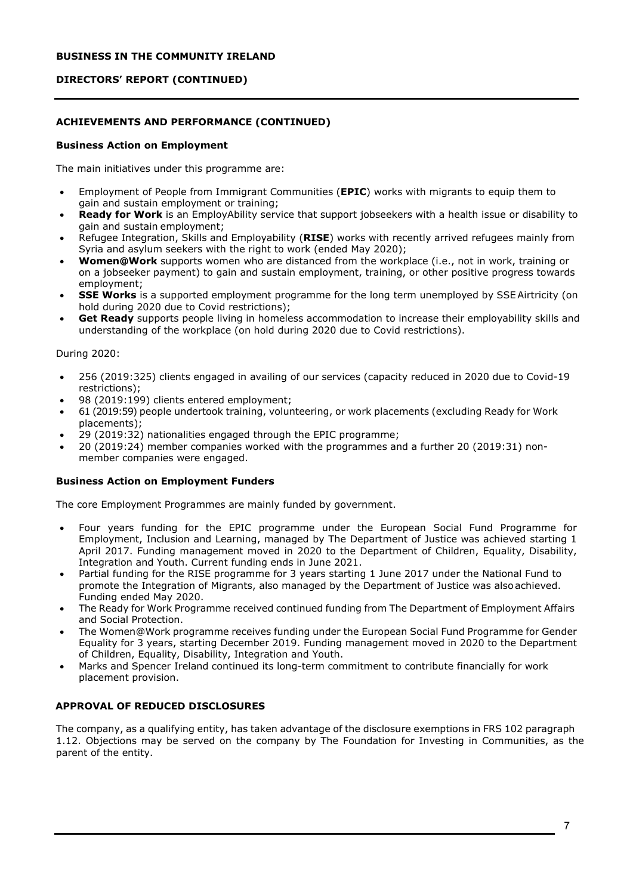## ACHIEVEMENTS AND PERFORMANCE (CONTINUED)

### Business Action on Employment

The main initiatives under this programme are:

- Employment of People from Immigrant Communities (**EPIC**) works with migrants to equip them to gain and sustain employment or training;
- **Ready for Work** is an EmployAbility service that support jobseekers with a health issue or disability to gain and sustain employment;
- Refugee Integration, Skills and Employability (**RISE**) works with recently arrived refugees mainly from Syria and asylum seekers with the right to work (ended May 2020);
- **Women@Work** supports women who are distanced from the workplace (i.e., not in work, training or on a jobseeker payment) to gain and sustain employment, training, or other positive progress towards employment;
- **SSE Works** is a supported employment programme for the long term unemployed by SSE Airtricity (on hold during 2020 due to Covid restrictions);
- **Get Ready** supports people living in homeless accommodation to increase their employability skills and understanding of the workplace (on hold during 2020 due to Covid restrictions).

During 2020:

- 256 (2019:325) clients engaged in availing of our services (capacity reduced in 2020 due to Covid-19 restrictions);
- 98 (2019:199) clients entered employment;
- 61 (2019:59) people undertook training, volunteering, or work placements (excluding Ready for Work placements);
- 29 (2019:32) nationalities engaged through the EPIC programme;
- 20 (2019:24) member companies worked with the programmes and a further 20 (2019:31) non-member companies were engaged.

### Business Action on Employment Funders

The core Employment Programmes are mainly funded by government.

- Four years funding for the EPIC programme under the European Social Fund Programme for Employment, Inclusion and Learning, managed by The Department of Justice was achieved starting 1 April 2017. Funding management moved in 2020 to the Department of Children, Equality, Disability, Integration and Youth. Current funding ends in June 2021.
- Partial funding for the RISE programme for 3 years starting 1 June 2017 under the National Fund to promote the Integration of Migrants, also managed by the Department of Justice was also achieved. Funding ended May 2020.
- The Ready for Work Programme received continued funding from The Department of Employment Affairs and Social Protection.
- The Women@Work programme receives funding under the European Social Fund Programme for Gender Equality for 3 years, starting December 2019. Funding management moved in 2020 to the Department of Children, Equality, Disability, Integration and Youth.
- Marks and Spencer Ireland continued its long-term commitment to contribute financially for work placement provision.

## APPROVAL OF REDUCED DISCLOSURES

The company, as a qualifying entity, has taken advantage of the disclosure exemptions in FRS 102 paragraph 1.12. Objections may be served on the company by The Foundation for Investing in Communities, as the parent of the entity.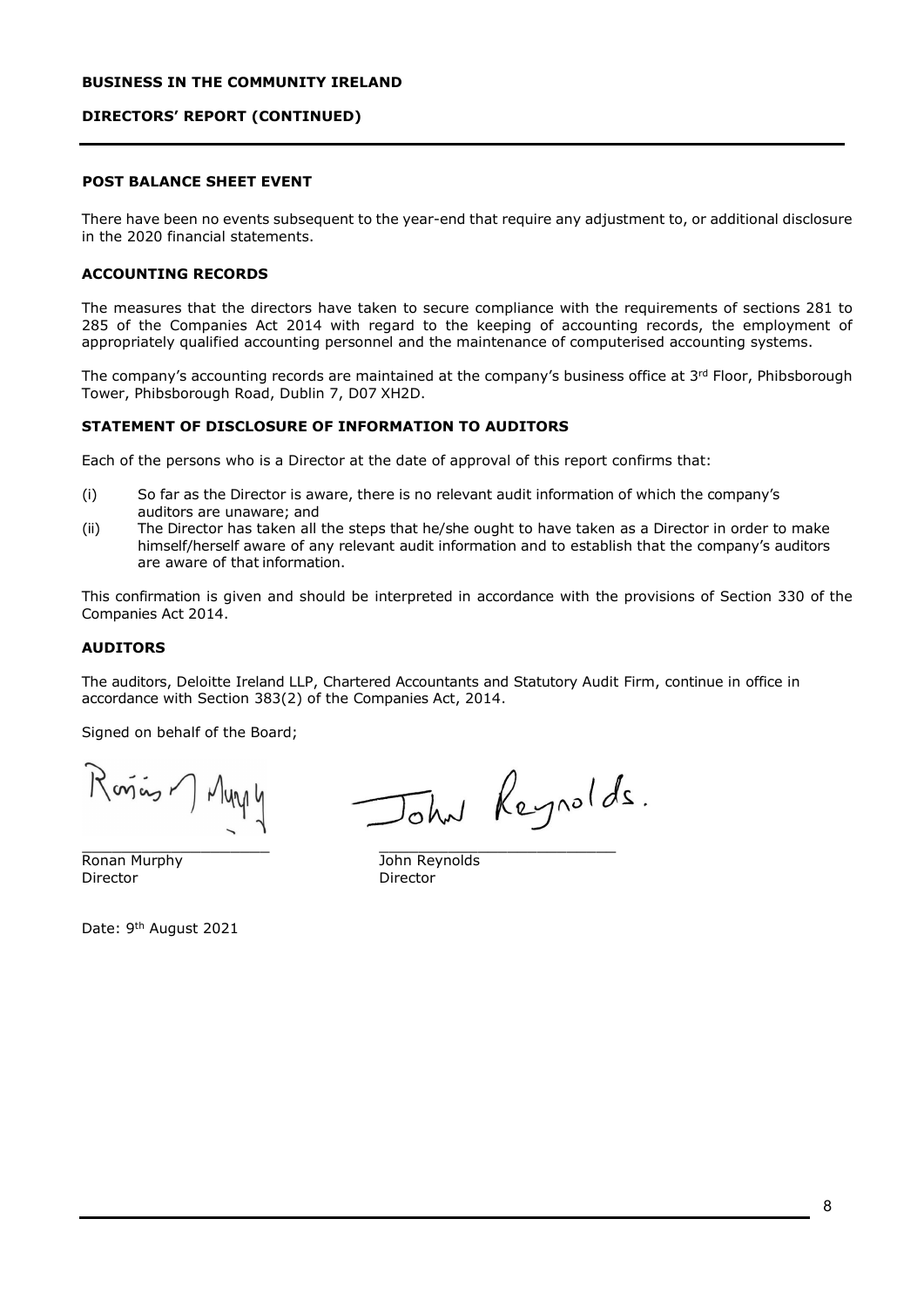**BUSINESS IN THE COMMUNITY IRELAND**

**DIRECTORS' REPORT (CONTINUED)**

**POST BALANCE SHEET EVENT**

There have been no events subsequent to the year-end that require any adjustment to, or additional disclosure in the 2020 financial statements.

**ACCOUNTING RECORDS**

The measures that the directors have taken to secure compliance with the requirements of sections 281 to 285 of the Companies Act 2014 with regard to the keeping of accounting records, the employment of appropriately qualified accounting personnel and the maintenance of computerised accounting systems.

The company's accounting records are maintained at the company's business office at 3rd Floor, Phibsborough Tower, Phibsborough Road, Dublin 7, D07 XH2D.

**STATEMENT OF DISCLOSURE OF INFORMATION TO AUDITORS**

Each of the persons who is a Director at the date of approval of this report confirms that:

(i) So far as the Director is aware, there is no relevant audit information of which the company's auditors are unaware; and

(ii) The Director has taken all the steps that he/she ought to have taken as a Director in order to make himself/herself aware of any relevant audit information and to establish that the company's auditors are aware of that information.

This confirmation is given and should be interpreted in accordance with the provisions of Section 330 of the Companies Act 2014.

**AUDITORS**

The auditors, Deloitte Ireland LLP, Chartered Accountants and Statutory Audit Firm, continue in office in accordance with Section 383(2) of the Companies Act, 2014.

Signed on behalf of the Board;

| | |
|---|---|
| Ronan Murphy | John Reynolds |
| Director | Director |

Date: 9th August 2021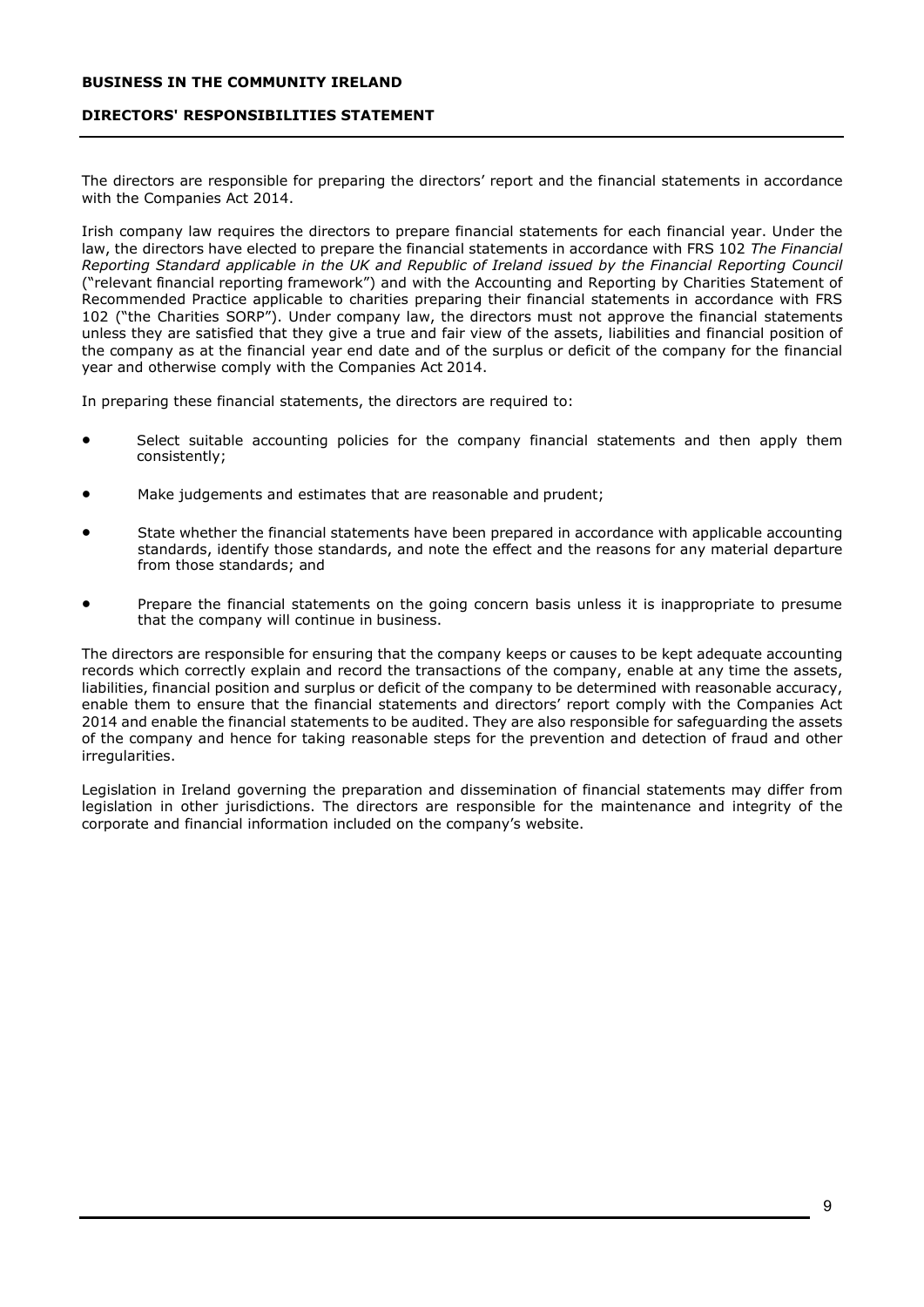**BUSINESS IN THE COMMUNITY IRELAND**

## DIRECTORS' RESPONSIBILITIES STATEMENT

The directors are responsible for preparing the directors’ report and the financial statements in accordance with the Companies Act 2014.

Irish company law requires the directors to prepare financial statements for each financial year. Under the law, the directors have elected to prepare the financial statements in accordance with FRS 102 *The Financial Reporting Standard applicable in the UK and Republic of Ireland issued by the Financial Reporting Council* (“relevant financial reporting framework”) and with the Accounting and Reporting by Charities Statement of Recommended Practice applicable to charities preparing their financial statements in accordance with FRS 102 (“the Charities SORP”). Under company law, the directors must not approve the financial statements unless they are satisfied that they give a true and fair view of the assets, liabilities and financial position of the company as at the financial year end date and of the surplus or deficit of the company for the financial year and otherwise comply with the Companies Act 2014.

In preparing these financial statements, the directors are required to:

- Select suitable accounting policies for the company financial statements and then apply them consistently;
- Make judgements and estimates that are reasonable and prudent;
- State whether the financial statements have been prepared in accordance with applicable accounting standards, identify those standards, and note the effect and the reasons for any material departure from those standards; and
- Prepare the financial statements on the going concern basis unless it is inappropriate to presume that the company will continue in business.

The directors are responsible for ensuring that the company keeps or causes to be kept adequate accounting records which correctly explain and record the transactions of the company, enable at any time the assets, liabilities, financial position and surplus or deficit of the company to be determined with reasonable accuracy, enable them to ensure that the financial statements and directors’ report comply with the Companies Act 2014 and enable the financial statements to be audited. They are also responsible for safeguarding the assets of the company and hence for taking reasonable steps for the prevention and detection of fraud and other irregularities.

Legislation in Ireland governing the preparation and dissemination of financial statements may differ from legislation in other jurisdictions. The directors are responsible for the maintenance and integrity of the corporate and financial information included on the company’s website.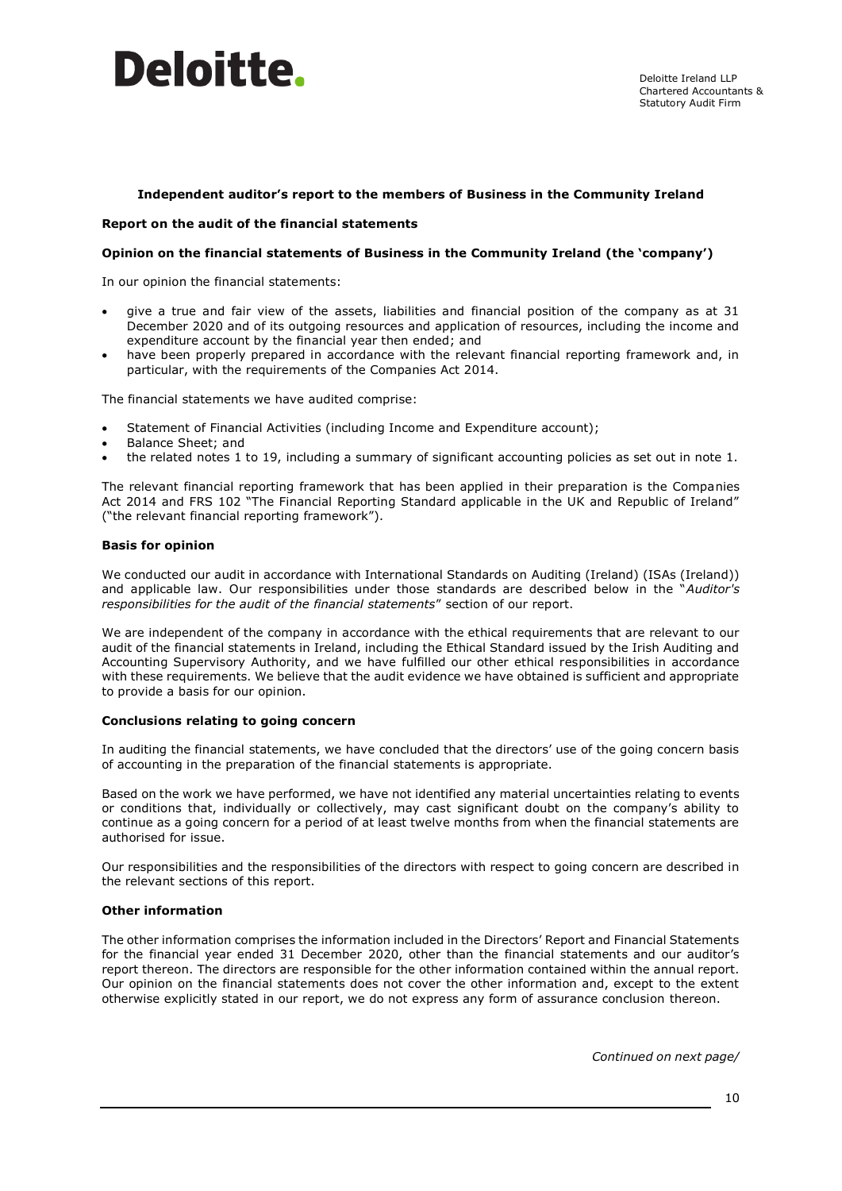# Deloitte.

Deloitte Ireland LLP
Chartered Accountants &
Statutory Audit Firm

**Independent auditor's report to the members of Business in the Community Ireland**

**Report on the audit of the financial statements**

**Opinion on the financial statements of Business in the Community Ireland (the 'company')**

In our opinion the financial statements:

- give a true and fair view of the assets, liabilities and financial position of the company as at 31 December 2020 and of its outgoing resources and application of resources, including the income and expenditure account by the financial year then ended; and
- have been properly prepared in accordance with the relevant financial reporting framework and, in particular, with the requirements of the Companies Act 2014.

The financial statements we have audited comprise:

- Statement of Financial Activities (including Income and Expenditure account);
- Balance Sheet; and
- the related notes 1 to 19, including a summary of significant accounting policies as set out in note 1.

The relevant financial reporting framework that has been applied in their preparation is the Companies Act 2014 and FRS 102 "The Financial Reporting Standard applicable in the UK and Republic of Ireland" ("the relevant financial reporting framework").

**Basis for opinion**

We conducted our audit in accordance with International Standards on Auditing (Ireland) (ISAs (Ireland)) and applicable law. Our responsibilities under those standards are described below in the "*Auditor's responsibilities for the audit of the financial statements*" section of our report.

We are independent of the company in accordance with the ethical requirements that are relevant to our audit of the financial statements in Ireland, including the Ethical Standard issued by the Irish Auditing and Accounting Supervisory Authority, and we have fulfilled our other ethical responsibilities in accordance with these requirements. We believe that the audit evidence we have obtained is sufficient and appropriate to provide a basis for our opinion.

**Conclusions relating to going concern**

In auditing the financial statements, we have concluded that the directors' use of the going concern basis of accounting in the preparation of the financial statements is appropriate.

Based on the work we have performed, we have not identified any material uncertainties relating to events or conditions that, individually or collectively, may cast significant doubt on the company's ability to continue as a going concern for a period of at least twelve months from when the financial statements are authorised for issue.

Our responsibilities and the responsibilities of the directors with respect to going concern are described in the relevant sections of this report.

**Other information**

The other information comprises the information included in the Directors' Report and Financial Statements for the financial year ended 31 December 2020, other than the financial statements and our auditor's report thereon. The directors are responsible for the other information contained within the annual report. Our opinion on the financial statements does not cover the other information and, except to the extent otherwise explicitly stated in our report, we do not express any form of assurance conclusion thereon.

*Continued on next page/*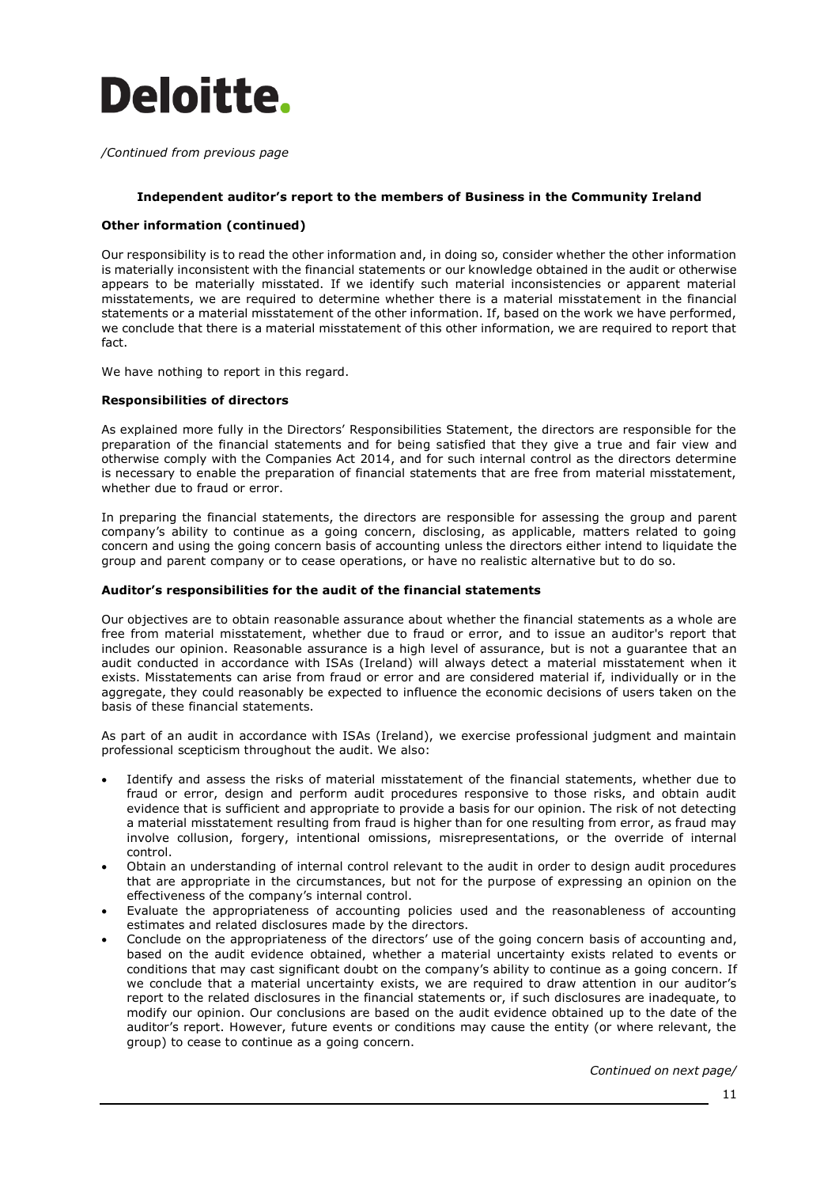# Deloitte.

*/Continued from previous page*

**Independent auditor's report to the members of Business in the Community Ireland**

**Other information (continued)**

Our responsibility is to read the other information and, in doing so, consider whether the other information is materially inconsistent with the financial statements or our knowledge obtained in the audit or otherwise appears to be materially misstated. If we identify such material inconsistencies or apparent material misstatements, we are required to determine whether there is a material misstatement in the financial statements or a material misstatement of the other information. If, based on the work we have performed, we conclude that there is a material misstatement of this other information, we are required to report that fact.

We have nothing to report in this regard.

**Responsibilities of directors**

As explained more fully in the Directors' Responsibilities Statement, the directors are responsible for the preparation of the financial statements and for being satisfied that they give a true and fair view and otherwise comply with the Companies Act 2014, and for such internal control as the directors determine is necessary to enable the preparation of financial statements that are free from material misstatement, whether due to fraud or error.

In preparing the financial statements, the directors are responsible for assessing the group and parent company's ability to continue as a going concern, disclosing, as applicable, matters related to going concern and using the going concern basis of accounting unless the directors either intend to liquidate the group and parent company or to cease operations, or have no realistic alternative but to do so.

**Auditor's responsibilities for the audit of the financial statements**

Our objectives are to obtain reasonable assurance about whether the financial statements as a whole are free from material misstatement, whether due to fraud or error, and to issue an auditor's report that includes our opinion. Reasonable assurance is a high level of assurance, but is not a guarantee that an audit conducted in accordance with ISAs (Ireland) will always detect a material misstatement when it exists. Misstatements can arise from fraud or error and are considered material if, individually or in the aggregate, they could reasonably be expected to influence the economic decisions of users taken on the basis of these financial statements.

As part of an audit in accordance with ISAs (Ireland), we exercise professional judgment and maintain professional scepticism throughout the audit. We also:

- Identify and assess the risks of material misstatement of the financial statements, whether due to fraud or error, design and perform audit procedures responsive to those risks, and obtain audit evidence that is sufficient and appropriate to provide a basis for our opinion. The risk of not detecting a material misstatement resulting from fraud is higher than for one resulting from error, as fraud may involve collusion, forgery, intentional omissions, misrepresentations, or the override of internal control.
- Obtain an understanding of internal control relevant to the audit in order to design audit procedures that are appropriate in the circumstances, but not for the purpose of expressing an opinion on the effectiveness of the company's internal control.
- Evaluate the appropriateness of accounting policies used and the reasonableness of accounting estimates and related disclosures made by the directors.
- Conclude on the appropriateness of the directors' use of the going concern basis of accounting and, based on the audit evidence obtained, whether a material uncertainty exists related to events or conditions that may cast significant doubt on the company's ability to continue as a going concern. If we conclude that a material uncertainty exists, we are required to draw attention in our auditor's report to the related disclosures in the financial statements or, if such disclosures are inadequate, to modify our opinion. Our conclusions are based on the audit evidence obtained up to the date of the auditor's report. However, future events or conditions may cause the entity (or where relevant, the group) to cease to continue as a going concern.

*Continued on next page/*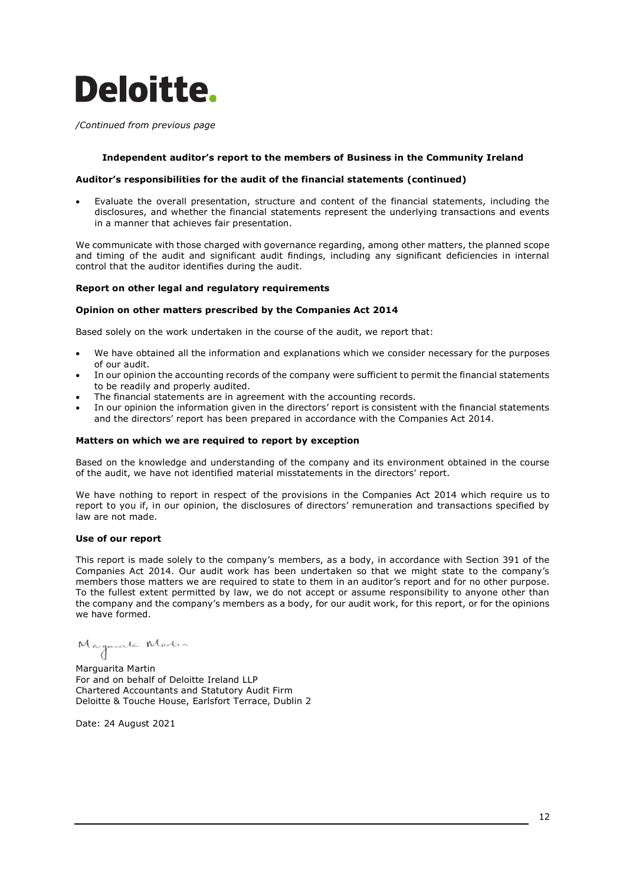Deloitte.

*/Continued from previous page*

**Independent auditor's report to the members of Business in the Community Ireland**

**Auditor's responsibilities for the audit of the financial statements (continued)**

- Evaluate the overall presentation, structure and content of the financial statements, including the disclosures, and whether the financial statements represent the underlying transactions and events in a manner that achieves fair presentation.

We communicate with those charged with governance regarding, among other matters, the planned scope and timing of the audit and significant audit findings, including any significant deficiencies in internal control that the auditor identifies during the audit.

**Report on other legal and regulatory requirements**

**Opinion on other matters prescribed by the Companies Act 2014**

Based solely on the work undertaken in the course of the audit, we report that:

- We have obtained all the information and explanations which we consider necessary for the purposes of our audit.
- In our opinion the accounting records of the company were sufficient to permit the financial statements to be readily and properly audited.
- The financial statements are in agreement with the accounting records.
- In our opinion the information given in the directors' report is consistent with the financial statements and the directors' report has been prepared in accordance with the Companies Act 2014.

**Matters on which we are required to report by exception**

Based on the knowledge and understanding of the company and its environment obtained in the course of the audit, we have not identified material misstatements in the directors' report.

We have nothing to report in respect of the provisions in the Companies Act 2014 which require us to report to you if, in our opinion, the disclosures of directors' remuneration and transactions specified by law are not made.

**Use of our report**

This report is made solely to the company's members, as a body, in accordance with Section 391 of the Companies Act 2014. Our audit work has been undertaken so that we might state to the company's members those matters we are required to state to them in an auditor's report and for no other purpose. To the fullest extent permitted by law, we do not accept or assume responsibility to anyone other than the company and the company's members as a body, for our audit work, for this report, or for the opinions we have formed.

Marguarita Martin
For and on behalf of Deloitte Ireland LLP
Chartered Accountants and Statutory Audit Firm
Deloitte & Touche House, Earlsfort Terrace, Dublin 2

Date: 24 August 2021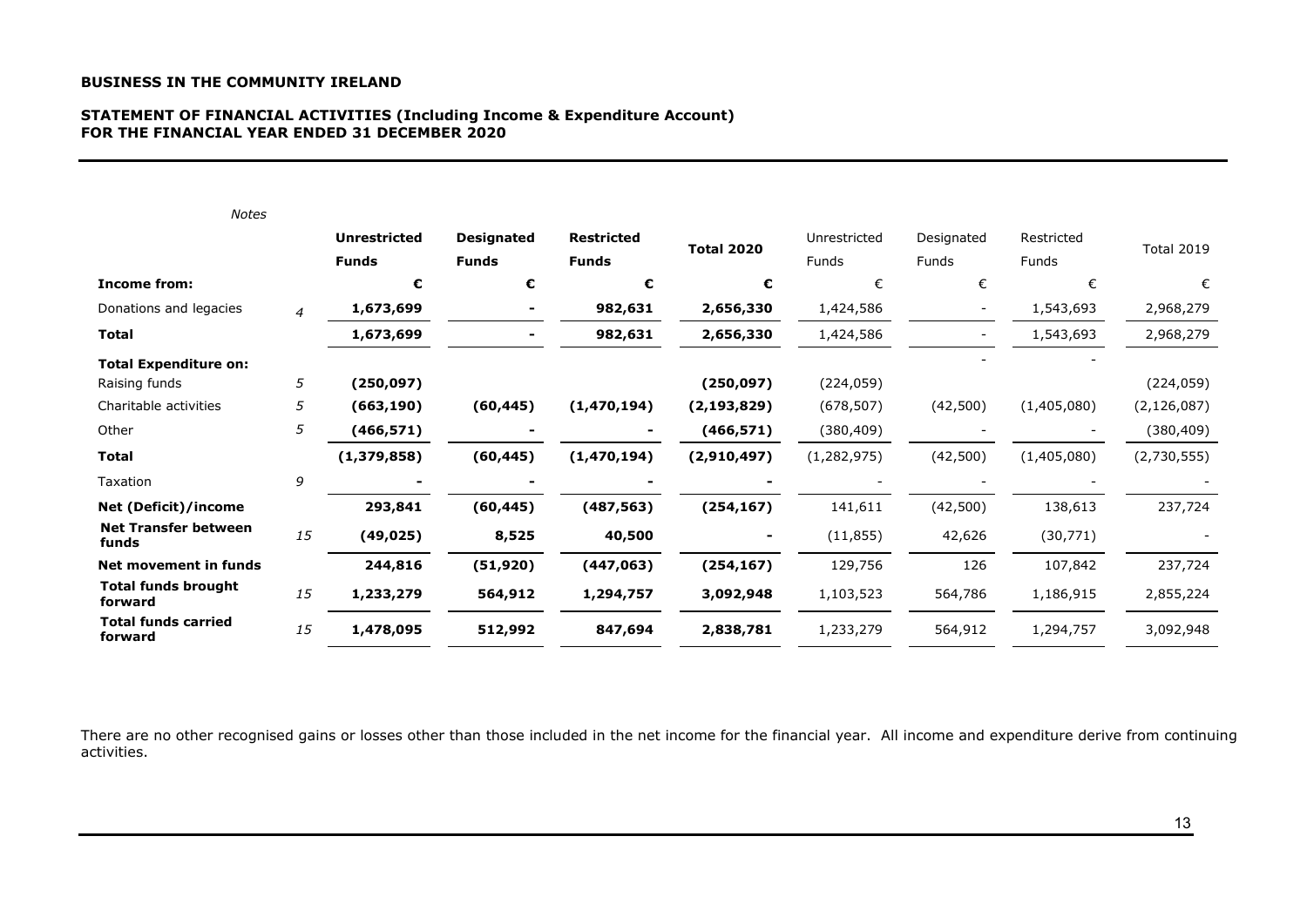**BUSINESS IN THE COMMUNITY IRELAND**

**STATEMENT OF FINANCIAL ACTIVITIES (Including Income & Expenditure Account)**
**FOR THE FINANCIAL YEAR ENDED 31 DECEMBER 2020**

| | *Notes* | **Unrestricted Funds** | **Designated Funds** | **Restricted Funds** | **Total 2020** | Unrestricted Funds | Designated Funds | Restricted Funds | Total 2019 |
|---|---|---|---|---|---|---|---|---|---|
| **Income from:** | | **€** | **€** | **€** | **€** | € | € | € | € |
| Donations and legacies | *4* | **1,673,699** | **-** | **982,631** | **2,656,330** | 1,424,586 | - | 1,543,693 | 2,968,279 |
| **Total** | | **1,673,699** | **-** | **982,631** | **2,656,330** | 1,424,586 | - | 1,543,693 | 2,968,279 |
| **Total Expenditure on:** | | | | | | | - | - | |
| Raising funds | 5 | **(250,097)** | | | **(250,097)** | (224,059) | | | (224,059) |
| Charitable activities | 5 | **(663,190)** | **(60,445)** | **(1,470,194)** | **(2,193,829)** | (678,507) | (42,500) | (1,405,080) | (2,126,087) |
| Other | 5 | **(466,571)** | **-** | **-** | **(466,571)** | (380,409) | - | - | (380,409) |
| **Total** | | **(1,379,858)** | **(60,445)** | **(1,470,194)** | **(2,910,497)** | (1,282,975) | (42,500) | (1,405,080) | (2,730,555) |
| Taxation | 9 | **-** | **-** | **-** | **-** | - | - | - | - |
| **Net (Deficit)/income** | | **293,841** | **(60,445)** | **(487,563)** | **(254,167)** | 141,611 | (42,500) | 138,613 | 237,724 |
| **Net Transfer between funds** | 15 | **(49,025)** | **8,525** | **40,500** | **-** | (11,855) | 42,626 | (30,771) | - |
| **Net movement in funds** | | **244,816** | **(51,920)** | **(447,063)** | **(254,167)** | 129,756 | 126 | 107,842 | 237,724 |
| **Total funds brought forward** | 15 | **1,233,279** | **564,912** | **1,294,757** | **3,092,948** | 1,103,523 | 564,786 | 1,186,915 | 2,855,224 |
| **Total funds carried forward** | 15 | **1,478,095** | **512,992** | **847,694** | **2,838,781** | 1,233,279 | 564,912 | 1,294,757 | 3,092,948 |

There are no other recognised gains or losses other than those included in the net income for the financial year. All income and expenditure derive from continuing activities.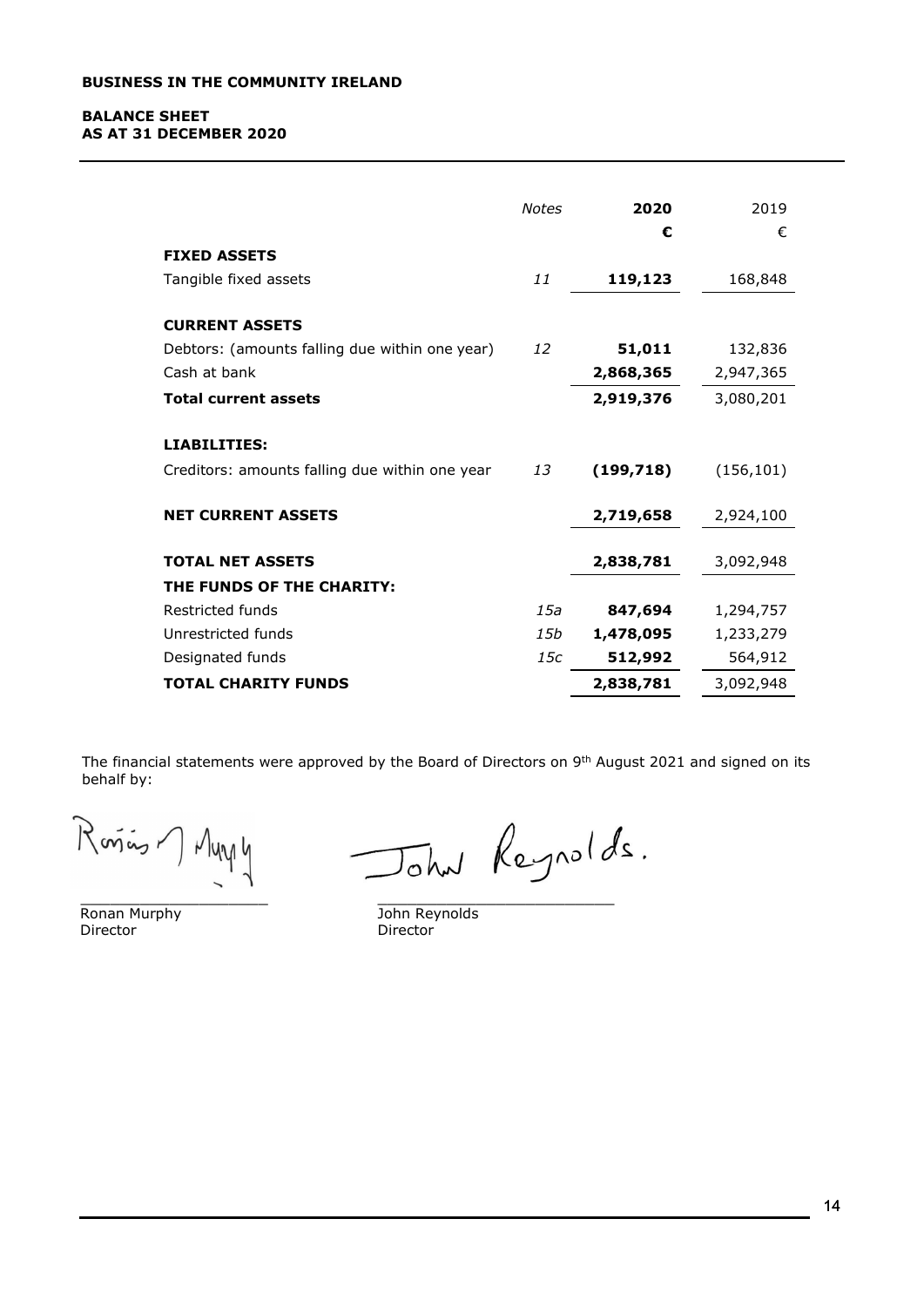**BUSINESS IN THE COMMUNITY IRELAND**

**BALANCE SHEET**
**AS AT 31 DECEMBER 2020**

| | *Notes* | **2020** | 2019 |
|---|---|---|---|
| | | **€** | € |
| **FIXED ASSETS** | | | |
| Tangible fixed assets | *11* | **119,123** | 168,848 |
| | | | |
| **CURRENT ASSETS** | | | |
| Debtors: (amounts falling due within one year) | *12* | **51,011** | 132,836 |
| Cash at bank | | **2,868,365** | 2,947,365 |
| **Total current assets** | | **2,919,376** | 3,080,201 |
| | | | |
| **LIABILITIES:** | | | |
| Creditors: amounts falling due within one year | *13* | **(199,718)** | (156,101) |
| | | | |
| **NET CURRENT ASSETS** | | **2,719,658** | 2,924,100 |
| | | | |
| **TOTAL NET ASSETS** | | **2,838,781** | 3,092,948 |
| **THE FUNDS OF THE CHARITY:** | | | |
| Restricted funds | *15a* | **847,694** | 1,294,757 |
| Unrestricted funds | *15b* | **1,478,095** | 1,233,279 |
| Designated funds | *15c* | **512,992** | 564,912 |
| **TOTAL CHARITY FUNDS** | | **2,838,781** | 3,092,948 |

The financial statements were approved by the Board of Directors on 9th August 2021 and signed on its behalf by:

Ronan Murphy
Director

John Reynolds
Director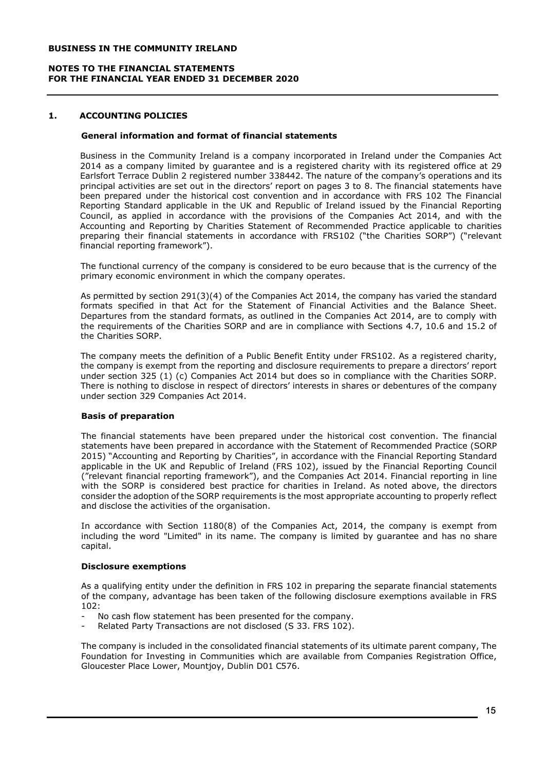## 1. ACCOUNTING POLICIES

### General information and format of financial statements

Business in the Community Ireland is a company incorporated in Ireland under the Companies Act 2014 as a company limited by guarantee and is a registered charity with its registered office at 29 Earlsfort Terrace Dublin 2 registered number 338442. The nature of the company's operations and its principal activities are set out in the directors' report on pages 3 to 8. The financial statements have been prepared under the historical cost convention and in accordance with FRS 102 The Financial Reporting Standard applicable in the UK and Republic of Ireland issued by the Financial Reporting Council, as applied in accordance with the provisions of the Companies Act 2014, and with the Accounting and Reporting by Charities Statement of Recommended Practice applicable to charities preparing their financial statements in accordance with FRS102 ("the Charities SORP") ("relevant financial reporting framework").

The functional currency of the company is considered to be euro because that is the currency of the primary economic environment in which the company operates.

As permitted by section 291(3)(4) of the Companies Act 2014, the company has varied the standard formats specified in that Act for the Statement of Financial Activities and the Balance Sheet. Departures from the standard formats, as outlined in the Companies Act 2014, are to comply with the requirements of the Charities SORP and are in compliance with Sections 4.7, 10.6 and 15.2 of the Charities SORP.

The company meets the definition of a Public Benefit Entity under FRS102. As a registered charity, the company is exempt from the reporting and disclosure requirements to prepare a directors' report under section 325 (1) (c) Companies Act 2014 but does so in compliance with the Charities SORP. There is nothing to disclose in respect of directors' interests in shares or debentures of the company under section 329 Companies Act 2014.

### Basis of preparation

The financial statements have been prepared under the historical cost convention. The financial statements have been prepared in accordance with the Statement of Recommended Practice (SORP 2015) "Accounting and Reporting by Charities", in accordance with the Financial Reporting Standard applicable in the UK and Republic of Ireland (FRS 102), issued by the Financial Reporting Council ("relevant financial reporting framework"), and the Companies Act 2014. Financial reporting in line with the SORP is considered best practice for charities in Ireland. As noted above, the directors consider the adoption of the SORP requirements is the most appropriate accounting to properly reflect and disclose the activities of the organisation.

In accordance with Section 1180(8) of the Companies Act, 2014, the company is exempt from including the word "Limited" in its name. The company is limited by guarantee and has no share capital.

### Disclosure exemptions

As a qualifying entity under the definition in FRS 102 in preparing the separate financial statements of the company, advantage has been taken of the following disclosure exemptions available in FRS 102:

- No cash flow statement has been presented for the company.
- Related Party Transactions are not disclosed (S 33. FRS 102).

The company is included in the consolidated financial statements of its ultimate parent company, The Foundation for Investing in Communities which are available from Companies Registration Office, Gloucester Place Lower, Mountjoy, Dublin D01 C576.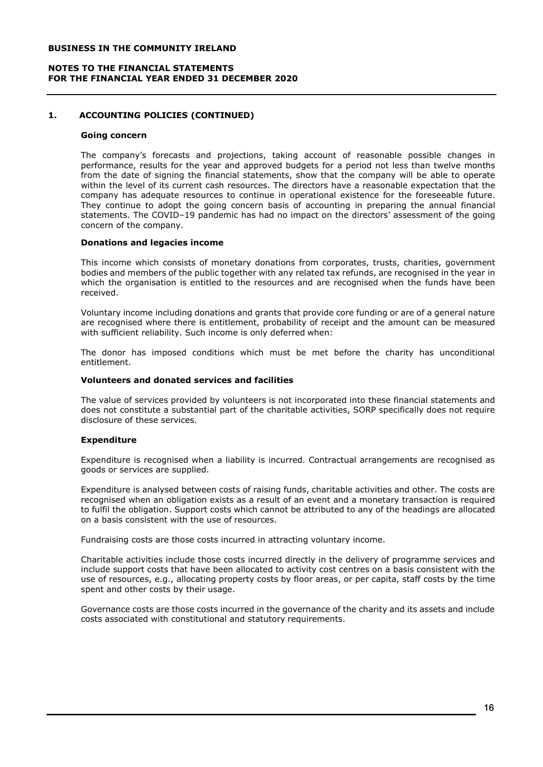## 1. ACCOUNTING POLICIES (CONTINUED)

### Going concern

The company's forecasts and projections, taking account of reasonable possible changes in performance, results for the year and approved budgets for a period not less than twelve months from the date of signing the financial statements, show that the company will be able to operate within the level of its current cash resources. The directors have a reasonable expectation that the company has adequate resources to continue in operational existence for the foreseeable future. They continue to adopt the going concern basis of accounting in preparing the annual financial statements. The COVID–19 pandemic has had no impact on the directors' assessment of the going concern of the company.

### Donations and legacies income

This income which consists of monetary donations from corporates, trusts, charities, government bodies and members of the public together with any related tax refunds, are recognised in the year in which the organisation is entitled to the resources and are recognised when the funds have been received.

Voluntary income including donations and grants that provide core funding or are of a general nature are recognised where there is entitlement, probability of receipt and the amount can be measured with sufficient reliability. Such income is only deferred when:

The donor has imposed conditions which must be met before the charity has unconditional entitlement.

### Volunteers and donated services and facilities

The value of services provided by volunteers is not incorporated into these financial statements and does not constitute a substantial part of the charitable activities, SORP specifically does not require disclosure of these services.

### Expenditure

Expenditure is recognised when a liability is incurred. Contractual arrangements are recognised as goods or services are supplied.

Expenditure is analysed between costs of raising funds, charitable activities and other. The costs are recognised when an obligation exists as a result of an event and a monetary transaction is required to fulfil the obligation. Support costs which cannot be attributed to any of the headings are allocated on a basis consistent with the use of resources.

Fundraising costs are those costs incurred in attracting voluntary income.

Charitable activities include those costs incurred directly in the delivery of programme services and include support costs that have been allocated to activity cost centres on a basis consistent with the use of resources, e.g., allocating property costs by floor areas, or per capita, staff costs by the time spent and other costs by their usage.

Governance costs are those costs incurred in the governance of the charity and its assets and include costs associated with constitutional and statutory requirements.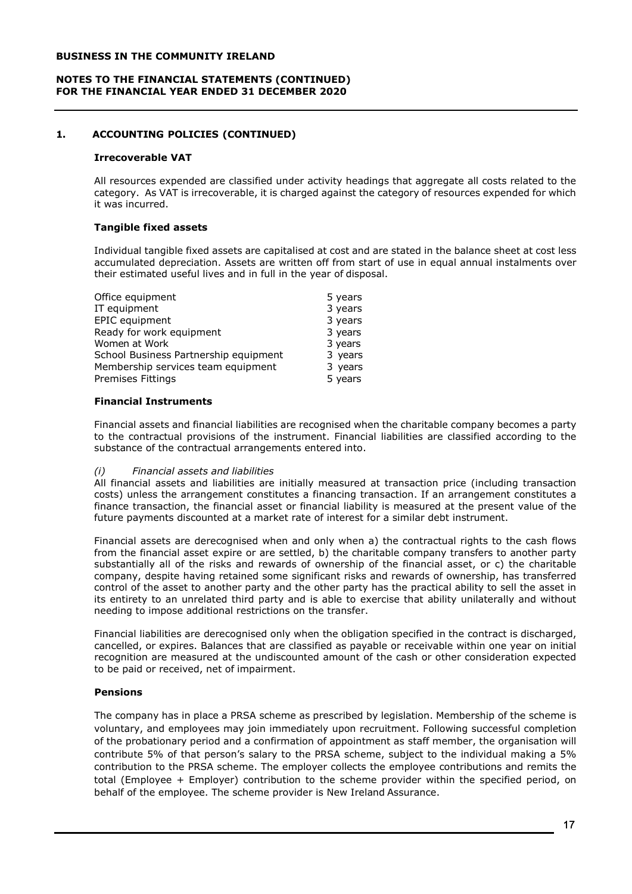## 1. ACCOUNTING POLICIES (CONTINUED)

### Irrecoverable VAT

All resources expended are classified under activity headings that aggregate all costs related to the category. As VAT is irrecoverable, it is charged against the category of resources expended for which it was incurred.

### Tangible fixed assets

Individual tangible fixed assets are capitalised at cost and are stated in the balance sheet at cost less accumulated depreciation. Assets are written off from start of use in equal annual instalments over their estimated useful lives and in full in the year of disposal.

| | |
|---|---|
| Office equipment | 5 years |
| IT equipment | 3 years |
| EPIC equipment | 3 years |
| Ready for work equipment | 3 years |
| Women at Work | 3 years |
| School Business Partnership equipment | 3 years |
| Membership services team equipment | 3 years |
| Premises Fittings | 5 years |

### Financial Instruments

Financial assets and financial liabilities are recognised when the charitable company becomes a party to the contractual provisions of the instrument. Financial liabilities are classified according to the substance of the contractual arrangements entered into.

*(i) Financial assets and liabilities*

All financial assets and liabilities are initially measured at transaction price (including transaction costs) unless the arrangement constitutes a financing transaction. If an arrangement constitutes a finance transaction, the financial asset or financial liability is measured at the present value of the future payments discounted at a market rate of interest for a similar debt instrument.

Financial assets are derecognised when and only when a) the contractual rights to the cash flows from the financial asset expire or are settled, b) the charitable company transfers to another party substantially all of the risks and rewards of ownership of the financial asset, or c) the charitable company, despite having retained some significant risks and rewards of ownership, has transferred control of the asset to another party and the other party has the practical ability to sell the asset in its entirety to an unrelated third party and is able to exercise that ability unilaterally and without needing to impose additional restrictions on the transfer.

Financial liabilities are derecognised only when the obligation specified in the contract is discharged, cancelled, or expires. Balances that are classified as payable or receivable within one year on initial recognition are measured at the undiscounted amount of the cash or other consideration expected to be paid or received, net of impairment.

### Pensions

The company has in place a PRSA scheme as prescribed by legislation. Membership of the scheme is voluntary, and employees may join immediately upon recruitment. Following successful completion of the probationary period and a confirmation of appointment as staff member, the organisation will contribute 5% of that person's salary to the PRSA scheme, subject to the individual making a 5% contribution to the PRSA scheme. The employer collects the employee contributions and remits the total (Employee + Employer) contribution to the scheme provider within the specified period, on behalf of the employee. The scheme provider is New Ireland Assurance.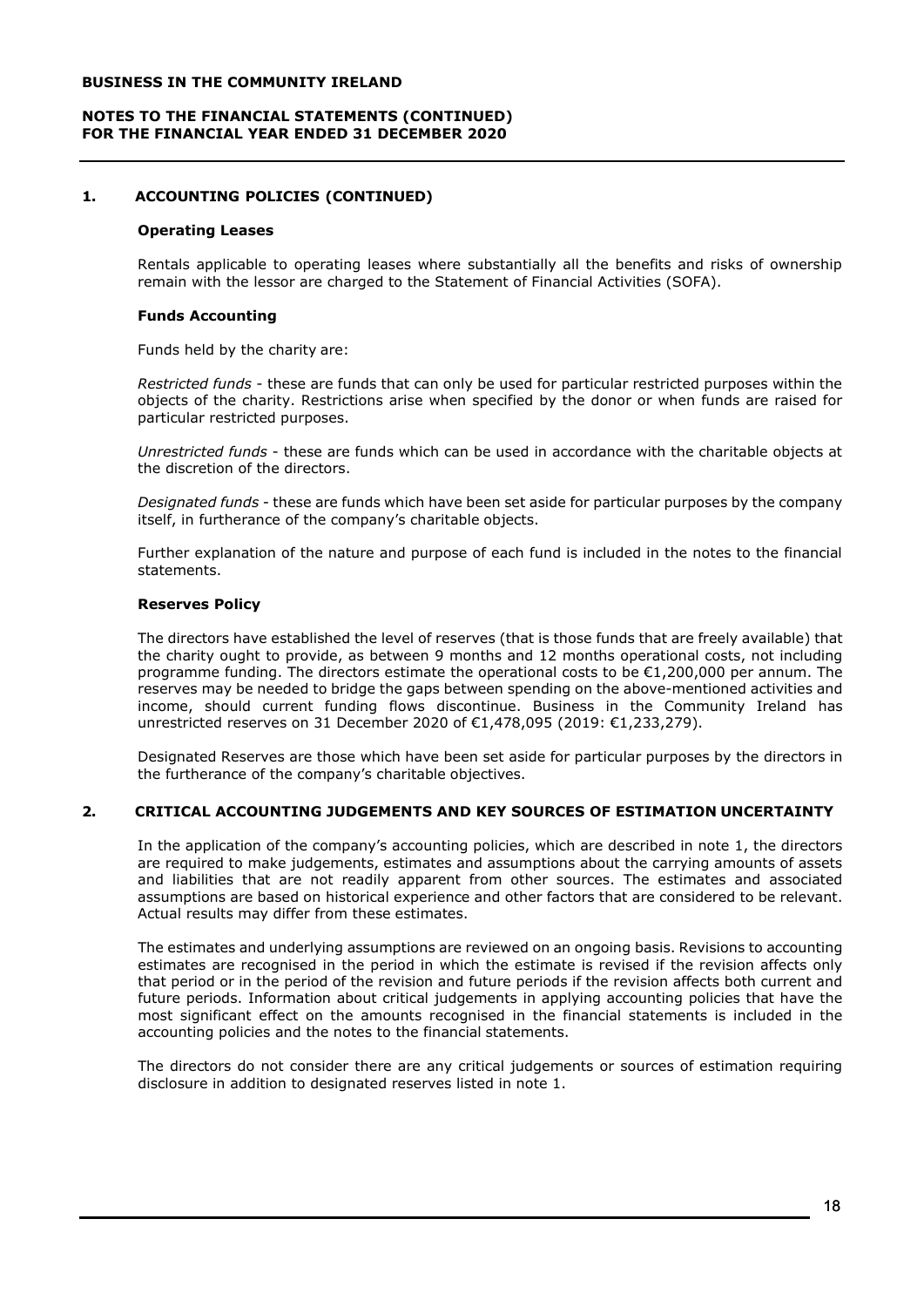## 1. ACCOUNTING POLICIES (CONTINUED)

### Operating Leases

Rentals applicable to operating leases where substantially all the benefits and risks of ownership remain with the lessor are charged to the Statement of Financial Activities (SOFA).

### Funds Accounting

Funds held by the charity are:

*Restricted funds* - these are funds that can only be used for particular restricted purposes within the objects of the charity. Restrictions arise when specified by the donor or when funds are raised for particular restricted purposes.

*Unrestricted funds* - these are funds which can be used in accordance with the charitable objects at the discretion of the directors.

*Designated funds* - these are funds which have been set aside for particular purposes by the company itself, in furtherance of the company's charitable objects.

Further explanation of the nature and purpose of each fund is included in the notes to the financial statements.

### Reserves Policy

The directors have established the level of reserves (that is those funds that are freely available) that the charity ought to provide, as between 9 months and 12 months operational costs, not including programme funding. The directors estimate the operational costs to be €1,200,000 per annum. The reserves may be needed to bridge the gaps between spending on the above-mentioned activities and income, should current funding flows discontinue. Business in the Community Ireland has unrestricted reserves on 31 December 2020 of €1,478,095 (2019: €1,233,279).

Designated Reserves are those which have been set aside for particular purposes by the directors in the furtherance of the company's charitable objectives.

## 2. CRITICAL ACCOUNTING JUDGEMENTS AND KEY SOURCES OF ESTIMATION UNCERTAINTY

In the application of the company's accounting policies, which are described in note 1, the directors are required to make judgements, estimates and assumptions about the carrying amounts of assets and liabilities that are not readily apparent from other sources. The estimates and associated assumptions are based on historical experience and other factors that are considered to be relevant. Actual results may differ from these estimates.

The estimates and underlying assumptions are reviewed on an ongoing basis. Revisions to accounting estimates are recognised in the period in which the estimate is revised if the revision affects only that period or in the period of the revision and future periods if the revision affects both current and future periods. Information about critical judgements in applying accounting policies that have the most significant effect on the amounts recognised in the financial statements is included in the accounting policies and the notes to the financial statements.

The directors do not consider there are any critical judgements or sources of estimation requiring disclosure in addition to designated reserves listed in note 1.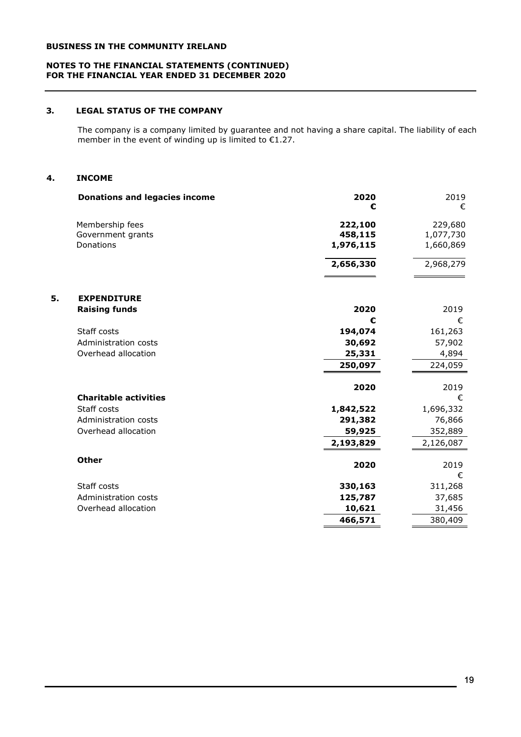**BUSINESS IN THE COMMUNITY IRELAND**

**NOTES TO THE FINANCIAL STATEMENTS (CONTINUED)**
**FOR THE FINANCIAL YEAR ENDED 31 DECEMBER 2020**

### 3. LEGAL STATUS OF THE COMPANY

The company is a company limited by guarantee and not having a share capital. The liability of each member in the event of winding up is limited to €1.27.

### 4. INCOME

| **Donations and legacies income** | **2020** **€** | 2019 € |
|---|---|---|
| Membership fees | **222,100** | 229,680 |
| Government grants | **458,115** | 1,077,730 |
| Donations | **1,976,115** | 1,660,869 |
| | **2,656,330** | 2,968,279 |

### 5. EXPENDITURE

| **Raising funds** | **2020** **€** | 2019 € |
|---|---|---|
| Staff costs | **194,074** | 161,263 |
| Administration costs | **30,692** | 57,902 |
| Overhead allocation | **25,331** | 4,894 |
| | **250,097** | 224,059 |

| **Charitable activities** | **2020** | 2019 € |
|---|---|---|
| Staff costs | **1,842,522** | 1,696,332 |
| Administration costs | **291,382** | 76,866 |
| Overhead allocation | **59,925** | 352,889 |
| | **2,193,829** | 2,126,087 |

| **Other** | **2020** | 2019 € |
|---|---|---|
| Staff costs | **330,163** | 311,268 |
| Administration costs | **125,787** | 37,685 |
| Overhead allocation | **10,621** | 31,456 |
| | **466,571** | 380,409 |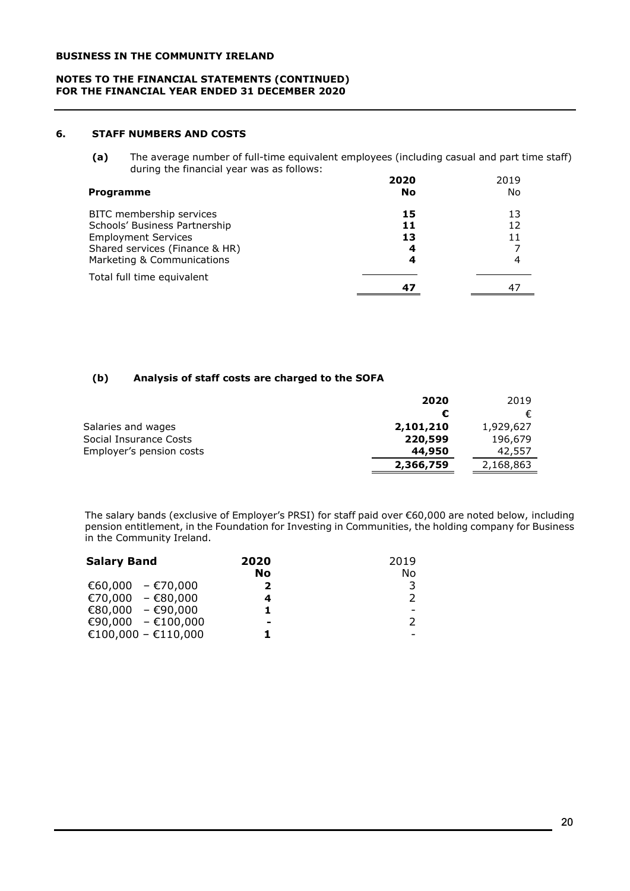**BUSINESS IN THE COMMUNITY IRELAND**

**NOTES TO THE FINANCIAL STATEMENTS (CONTINUED)**
**FOR THE FINANCIAL YEAR ENDED 31 DECEMBER 2020**

## 6. STAFF NUMBERS AND COSTS

**(a)** The average number of full-time equivalent employees (including casual and part time staff) during the financial year was as follows:

| Programme | 2020 No | 2019 No |
|---|---|---|
| BITC membership services | **15** | 13 |
| Schools' Business Partnership | **11** | 12 |
| Employment Services | **13** | 11 |
| Shared services (Finance & HR) | **4** | 7 |
| Marketing & Communications | **4** | 4 |
| Total full time equivalent | **47** | 47 |

### (b) Analysis of staff costs are charged to the SOFA

| | 2020 € | 2019 € |
|---|---|---|
| Salaries and wages | **2,101,210** | 1,929,627 |
| Social Insurance Costs | **220,599** | 196,679 |
| Employer's pension costs | **44,950** | 42,557 |
| | **2,366,759** | 2,168,863 |

The salary bands (exclusive of Employer's PRSI) for staff paid over €60,000 are noted below, including pension entitlement, in the Foundation for Investing in Communities, the holding company for Business in the Community Ireland.

| Salary Band | 2020 No | 2019 No |
|---|---|---|
| €60,000 – €70,000 | **2** | 3 |
| €70,000 – €80,000 | **4** | 2 |
| €80,000 – €90,000 | **1** | - |
| €90,000 – €100,000 | **-** | 2 |
| €100,000 – €110,000 | **1** | - |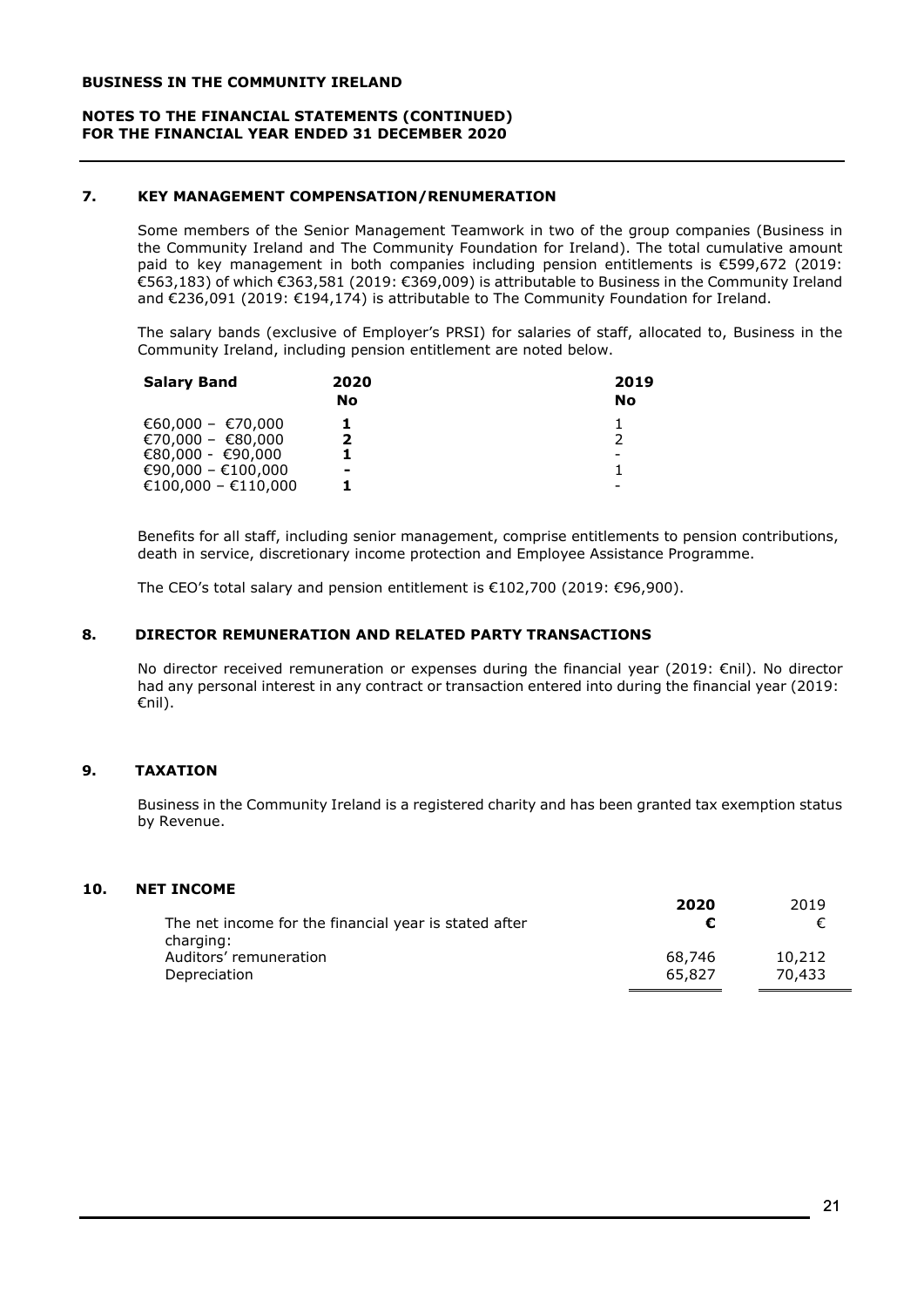## NOTES TO THE FINANCIAL STATEMENTS (CONTINUED) FOR THE FINANCIAL YEAR ENDED 31 DECEMBER 2020

### 7. KEY MANAGEMENT COMPENSATION/RENUMERATION

Some members of the Senior Management Teamwork in two of the group companies (Business in the Community Ireland and The Community Foundation for Ireland). The total cumulative amount paid to key management in both companies including pension entitlements is €599,672 (2019: €563,183) of which €363,581 (2019: €369,009) is attributable to Business in the Community Ireland and €236,091 (2019: €194,174) is attributable to The Community Foundation for Ireland.

The salary bands (exclusive of Employer's PRSI) for salaries of staff, allocated to, Business in the Community Ireland, including pension entitlement are noted below.

| Salary Band | 2020 No | 2019 No |
|---|---|---|
| €60,000 – €70,000 | **1** | 1 |
| €70,000 – €80,000 | **2** | 2 |
| €80,000 - €90,000 | **1** | - |
| €90,000 – €100,000 | **-** | 1 |
| €100,000 – €110,000 | **1** | - |

Benefits for all staff, including senior management, comprise entitlements to pension contributions, death in service, discretionary income protection and Employee Assistance Programme.

The CEO's total salary and pension entitlement is €102,700 (2019: €96,900).

### 8. DIRECTOR REMUNERATION AND RELATED PARTY TRANSACTIONS

No director received remuneration or expenses during the financial year (2019: €nil). No director had any personal interest in any contract or transaction entered into during the financial year (2019: €nil).

### 9. TAXATION

Business in the Community Ireland is a registered charity and has been granted tax exemption status by Revenue.

### 10. NET INCOME

| | 2020 € | 2019 € |
|---|---|---|
| The net income for the financial year is stated after charging: | | |
| Auditors' remuneration | 68,746 | 10,212 |
| Depreciation | 65,827 | 70,433 |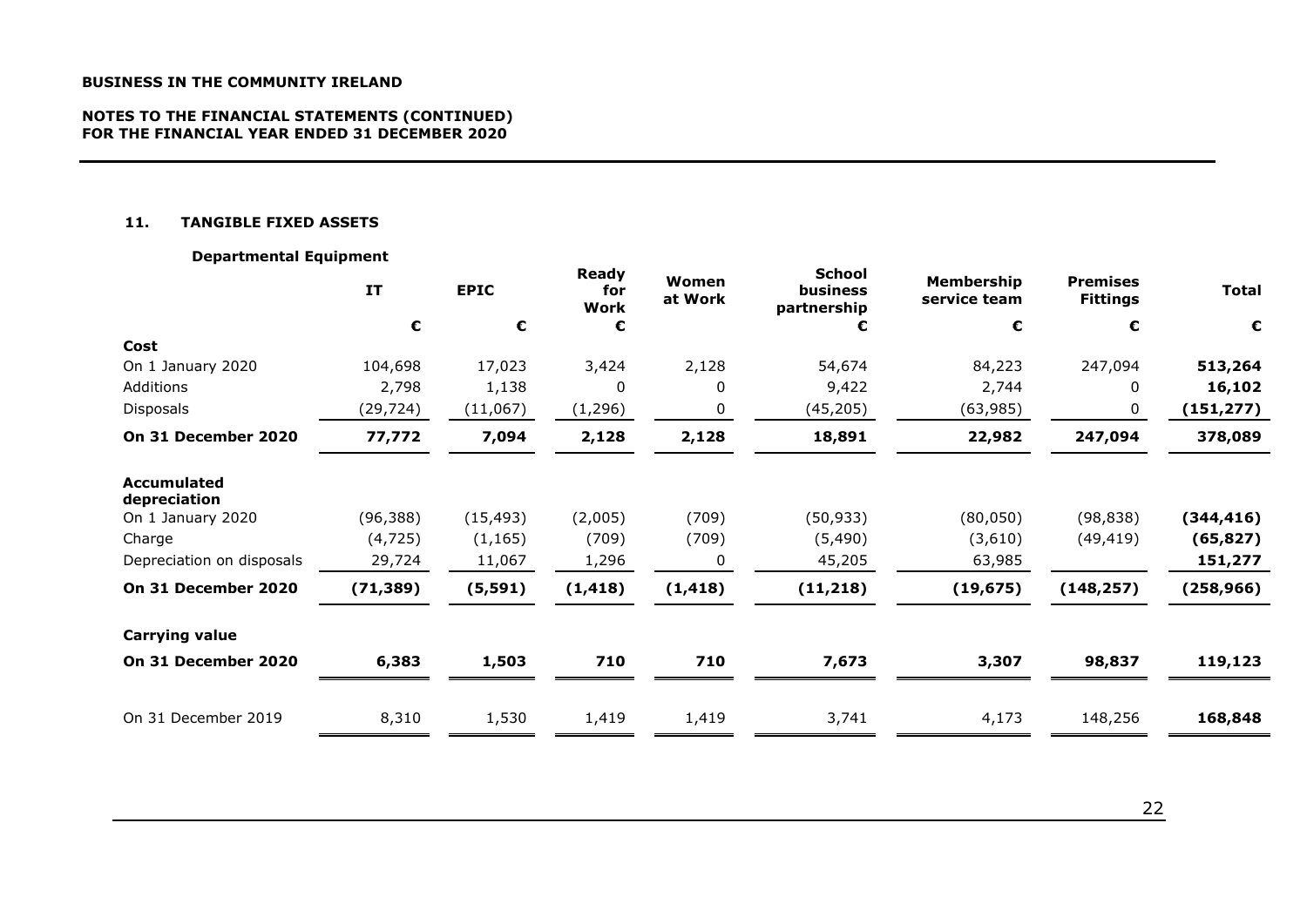**BUSINESS IN THE COMMUNITY IRELAND**

**NOTES TO THE FINANCIAL STATEMENTS (CONTINUED)**
**FOR THE FINANCIAL YEAR ENDED 31 DECEMBER 2020**

### 11. TANGIBLE FIXED ASSETS

**Departmental Equipment**

| | IT | EPIC | Ready for Work | Women at Work | School business partnership | Membership service team | Premises Fittings | Total |
|---|---|---|---|---|---|---|---|---|
| | € | € | € | | € | € | € | € |
| **Cost** | | | | | | | | |
| On 1 January 2020 | 104,698 | 17,023 | 3,424 | 2,128 | 54,674 | 84,223 | 247,094 | **513,264** |
| Additions | 2,798 | 1,138 | 0 | 0 | 9,422 | 2,744 | 0 | **16,102** |
| Disposals | (29,724) | (11,067) | (1,296) | 0 | (45,205) | (63,985) | 0 | **(151,277)** |
| **On 31 December 2020** | **77,772** | **7,094** | **2,128** | **2,128** | **18,891** | **22,982** | **247,094** | **378,089** |
| **Accumulated depreciation** | | | | | | | | |
| On 1 January 2020 | (96,388) | (15,493) | (2,005) | (709) | (50,933) | (80,050) | (98,838) | **(344,416)** |
| Charge | (4,725) | (1,165) | (709) | (709) | (5,490) | (3,610) | (49,419) | **(65,827)** |
| Depreciation on disposals | 29,724 | 11,067 | 1,296 | 0 | 45,205 | 63,985 | | **151,277** |
| **On 31 December 2020** | **(71,389)** | **(5,591)** | **(1,418)** | **(1,418)** | **(11,218)** | **(19,675)** | **(148,257)** | **(258,966)** |
| **Carrying value** | | | | | | | | |
| **On 31 December 2020** | **6,383** | **1,503** | **710** | **710** | **7,673** | **3,307** | **98,837** | **119,123** |
| On 31 December 2019 | 8,310 | 1,530 | 1,419 | 1,419 | 3,741 | 4,173 | 148,256 | **168,848** |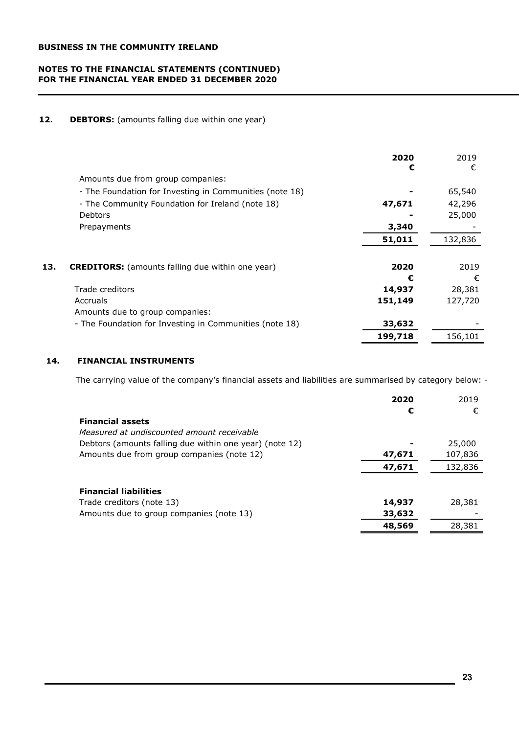## 12. DEBTORS: (amounts falling due within one year)

| | **2020** **€** | 2019 € |
|---|---|---|
| Amounts due from group companies: | | |
| - The Foundation for Investing in Communities (note 18) | **-** | 65,540 |
| - The Community Foundation for Ireland (note 18) | **47,671** | 42,296 |
| Debtors | **-** | 25,000 |
| Prepayments | **3,340** | - |
| | **51,011** | 132,836 |

## 13. CREDITORS: (amounts falling due within one year)

| | **2020** **€** | 2019 € |
|---|---|---|
| Trade creditors | **14,937** | 28,381 |
| Accruals | **151,149** | 127,720 |
| Amounts due to group companies: | | |
| - The Foundation for Investing in Communities (note 18) | **33,632** | - |
| | **199,718** | 156,101 |

## 14. FINANCIAL INSTRUMENTS

The carrying value of the company's financial assets and liabilities are summarised by category below: -

| | **2020** **€** | 2019 € |
|---|---|---|
| **Financial assets** | | |
| *Measured at undiscounted amount receivable* | | |
| Debtors (amounts falling due within one year) (note 12) | **-** | 25,000 |
| Amounts due from group companies (note 12) | **47,671** | 107,836 |
| | **47,671** | 132,836 |
| | | |
| **Financial liabilities** | | |
| Trade creditors (note 13) | **14,937** | 28,381 |
| Amounts due to group companies (note 13) | **33,632** | - |
| | **48,569** | 28,381 |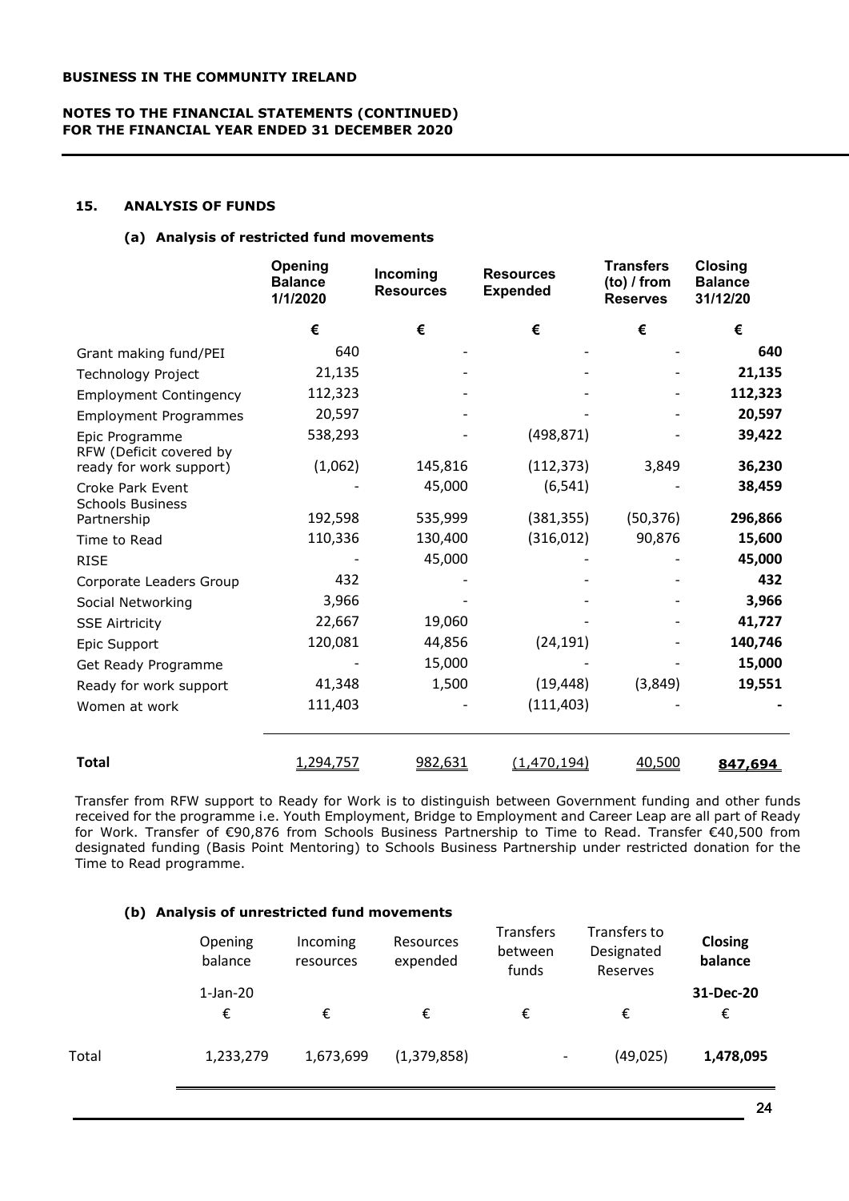**BUSINESS IN THE COMMUNITY IRELAND**

**NOTES TO THE FINANCIAL STATEMENTS (CONTINUED)**
**FOR THE FINANCIAL YEAR ENDED 31 DECEMBER 2020**

### 15. ANALYSIS OF FUNDS

#### (a) Analysis of restricted fund movements

| | Opening Balance 1/1/2020 | Incoming Resources | Resources Expended | Transfers (to) / from Reserves | Closing Balance 31/12/20 |
|---|---|---|---|---|---|
| | € | € | € | € | € |
| Grant making fund/PEI | 640 | - | - | - | **640** |
| Technology Project | 21,135 | - | - | - | **21,135** |
| Employment Contingency | 112,323 | - | - | - | **112,323** |
| Employment Programmes | 20,597 | - | - | - | **20,597** |
| Epic Programme | 538,293 | - | (498,871) | - | **39,422** |
| RFW (Deficit covered by ready for work support) | (1,062) | 145,816 | (112,373) | 3,849 | **36,230** |
| Croke Park Event | - | 45,000 | (6,541) | - | **38,459** |
| Schools Business Partnership | 192,598 | 535,999 | (381,355) | (50,376) | **296,866** |
| Time to Read | 110,336 | 130,400 | (316,012) | 90,876 | **15,600** |
| RISE | - | 45,000 | - | - | **45,000** |
| Corporate Leaders Group | 432 | - | - | - | **432** |
| Social Networking | 3,966 | - | - | - | **3,966** |
| SSE Airtricity | 22,667 | 19,060 | - | - | **41,727** |
| Epic Support | 120,081 | 44,856 | (24,191) | - | **140,746** |
| Get Ready Programme | - | 15,000 | - | - | **15,000** |
| Ready for work support | 41,348 | 1,500 | (19,448) | (3,849) | **19,551** |
| Women at work | 111,403 | - | (111,403) | - | **-** |
| **Total** | 1,294,757 | 982,631 | (1,470,194) | 40,500 | **847,694** |

Transfer from RFW support to Ready for Work is to distinguish between Government funding and other funds received for the programme i.e. Youth Employment, Bridge to Employment and Career Leap are all part of Ready for Work. Transfer of €90,876 from Schools Business Partnership to Time to Read. Transfer €40,500 from designated funding (Basis Point Mentoring) to Schools Business Partnership under restricted donation for the Time to Read programme.

#### (b) Analysis of unrestricted fund movements

| | Opening balance | Incoming resources | Resources expended | Transfers between funds | Transfers to Designated Reserves | Closing balance |
|---|---|---|---|---|---|---|
| | 1-Jan-20 | | | | | **31-Dec-20** |
| | € | € | € | € | € | € |
| Total | 1,233,279 | 1,673,699 | (1,379,858) | - | (49,025) | **1,478,095** |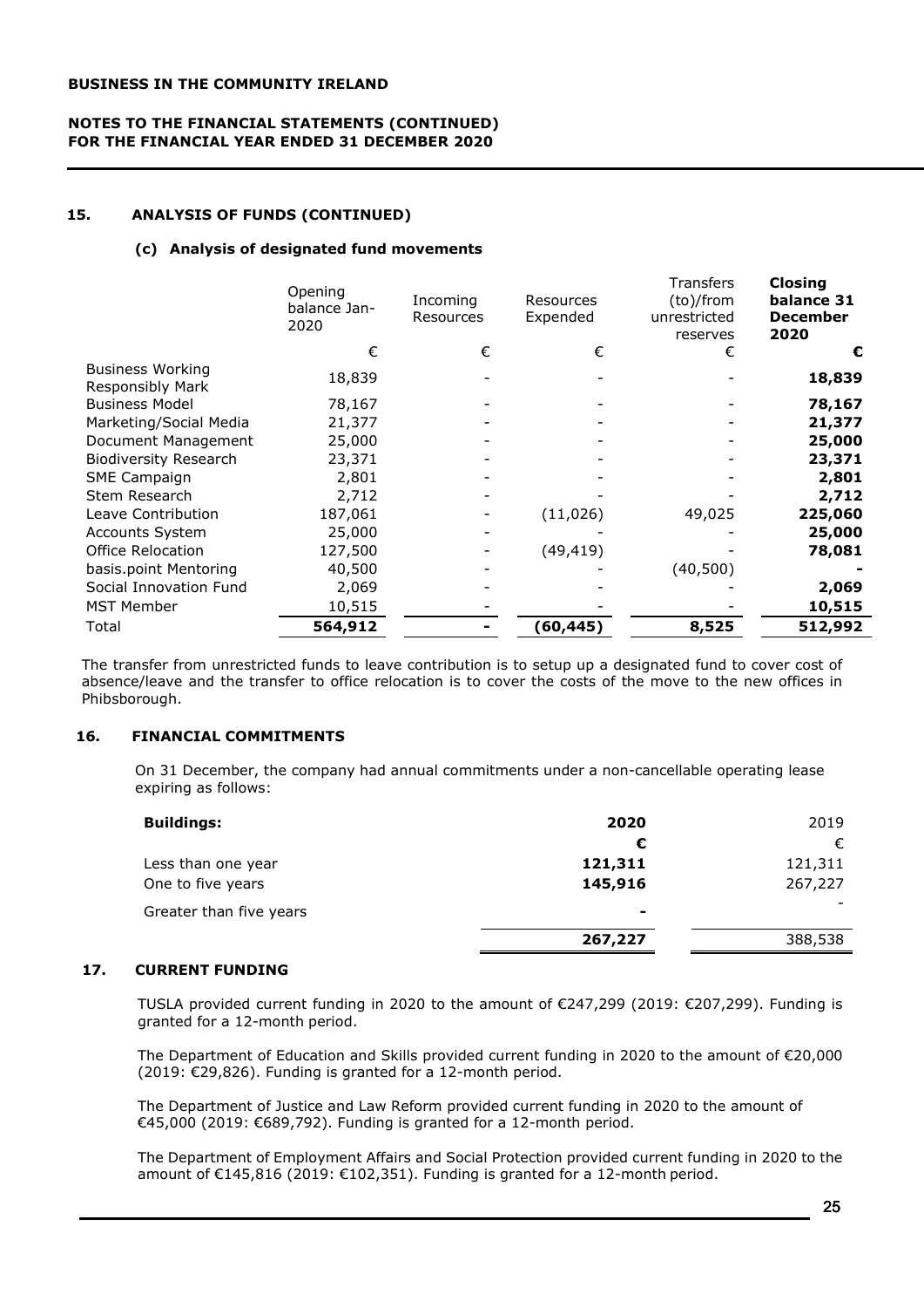BUSINESS IN THE COMMUNITY IRELAND

NOTES TO THE FINANCIAL STATEMENTS (CONTINUED)
FOR THE FINANCIAL YEAR ENDED 31 DECEMBER 2020

## 15. ANALYSIS OF FUNDS (CONTINUED)

### (c) Analysis of designated fund movements

| | Opening balance Jan-2020 | Incoming Resources | Resources Expended | Transfers (to)/from unrestricted reserves | **Closing balance 31 December 2020** |
|---|---|---|---|---|---|
| | € | € | € | € | **€** |
| Business Working Responsibly Mark | 18,839 | - | - | - | **18,839** |
| Business Model | 78,167 | - | - | - | **78,167** |
| Marketing/Social Media | 21,377 | - | - | - | **21,377** |
| Document Management | 25,000 | - | - | - | **25,000** |
| Biodiversity Research | 23,371 | - | - | - | **23,371** |
| SME Campaign | 2,801 | - | - | - | **2,801** |
| Stem Research | 2,712 | - | - | - | **2,712** |
| Leave Contribution | 187,061 | - | (11,026) | 49,025 | **225,060** |
| Accounts System | 25,000 | - | - | - | **25,000** |
| Office Relocation | 127,500 | - | (49,419) | - | **78,081** |
| basis.point Mentoring | 40,500 | - | - | (40,500) | **-** |
| Social Innovation Fund | 2,069 | - | - | - | **2,069** |
| MST Member | 10,515 | - | - | - | **10,515** |
| Total | **564,912** | **-** | **(60,445)** | **8,525** | **512,992** |

The transfer from unrestricted funds to leave contribution is to setup up a designated fund to cover cost of absence/leave and the transfer to office relocation is to cover the costs of the move to the new offices in Phibsborough.

## 16. FINANCIAL COMMITMENTS

On 31 December, the company had annual commitments under a non-cancellable operating lease expiring as follows:

| **Buildings:** | **2020** | 2019 |
|---|---|---|
| | **€** | € |
| Less than one year | **121,311** | 121,311 |
| One to five years | **145,916** | 267,227 |
| Greater than five years | **-** | - |
| | **267,227** | 388,538 |

## 17. CURRENT FUNDING

TUSLA provided current funding in 2020 to the amount of €247,299 (2019: €207,299). Funding is granted for a 12-month period.

The Department of Education and Skills provided current funding in 2020 to the amount of €20,000 (2019: €29,826). Funding is granted for a 12-month period.

The Department of Justice and Law Reform provided current funding in 2020 to the amount of €45,000 (2019: €689,792). Funding is granted for a 12-month period.

The Department of Employment Affairs and Social Protection provided current funding in 2020 to the amount of €145,816 (2019: €102,351). Funding is granted for a 12-month period.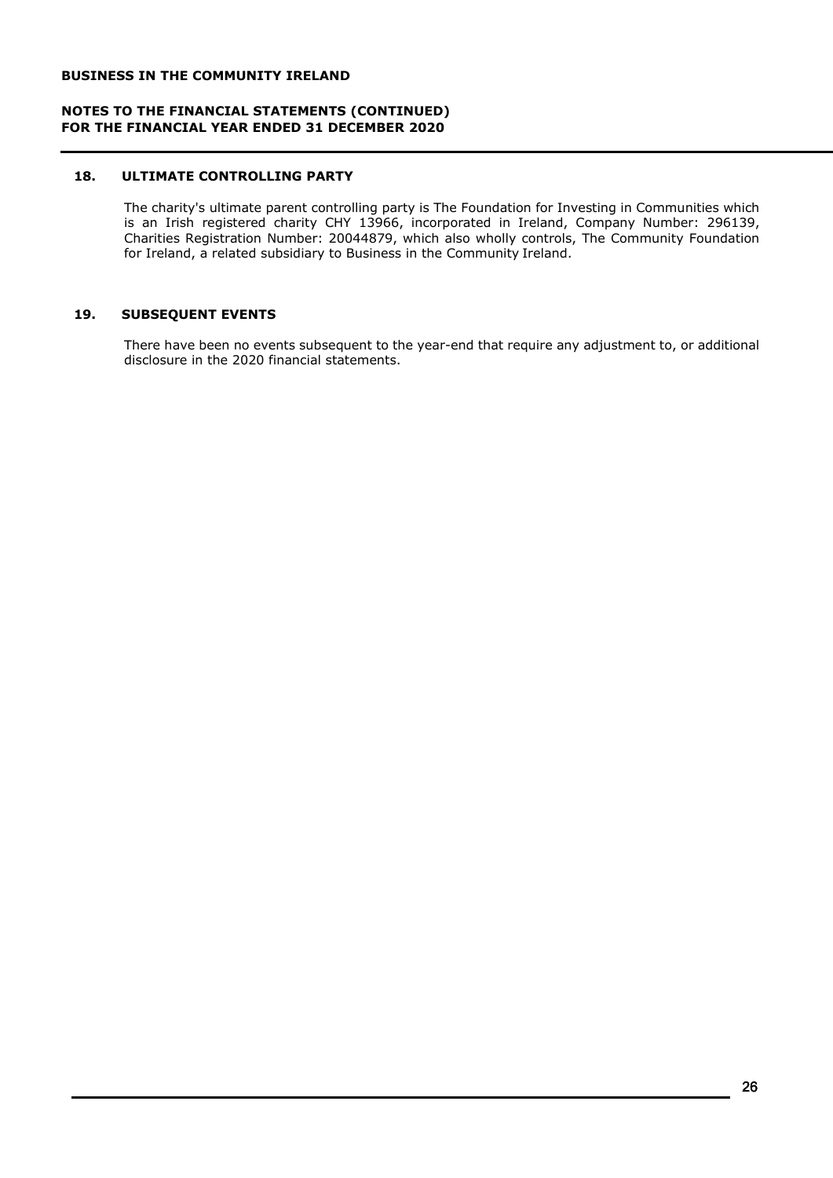## 18. ULTIMATE CONTROLLING PARTY

The charity's ultimate parent controlling party is The Foundation for Investing in Communities which is an Irish registered charity CHY 13966, incorporated in Ireland, Company Number: 296139, Charities Registration Number: 20044879, which also wholly controls, The Community Foundation for Ireland, a related subsidiary to Business in the Community Ireland.

## 19. SUBSEQUENT EVENTS

There have been no events subsequent to the year-end that require any adjustment to, or additional disclosure in the 2020 financial statements.